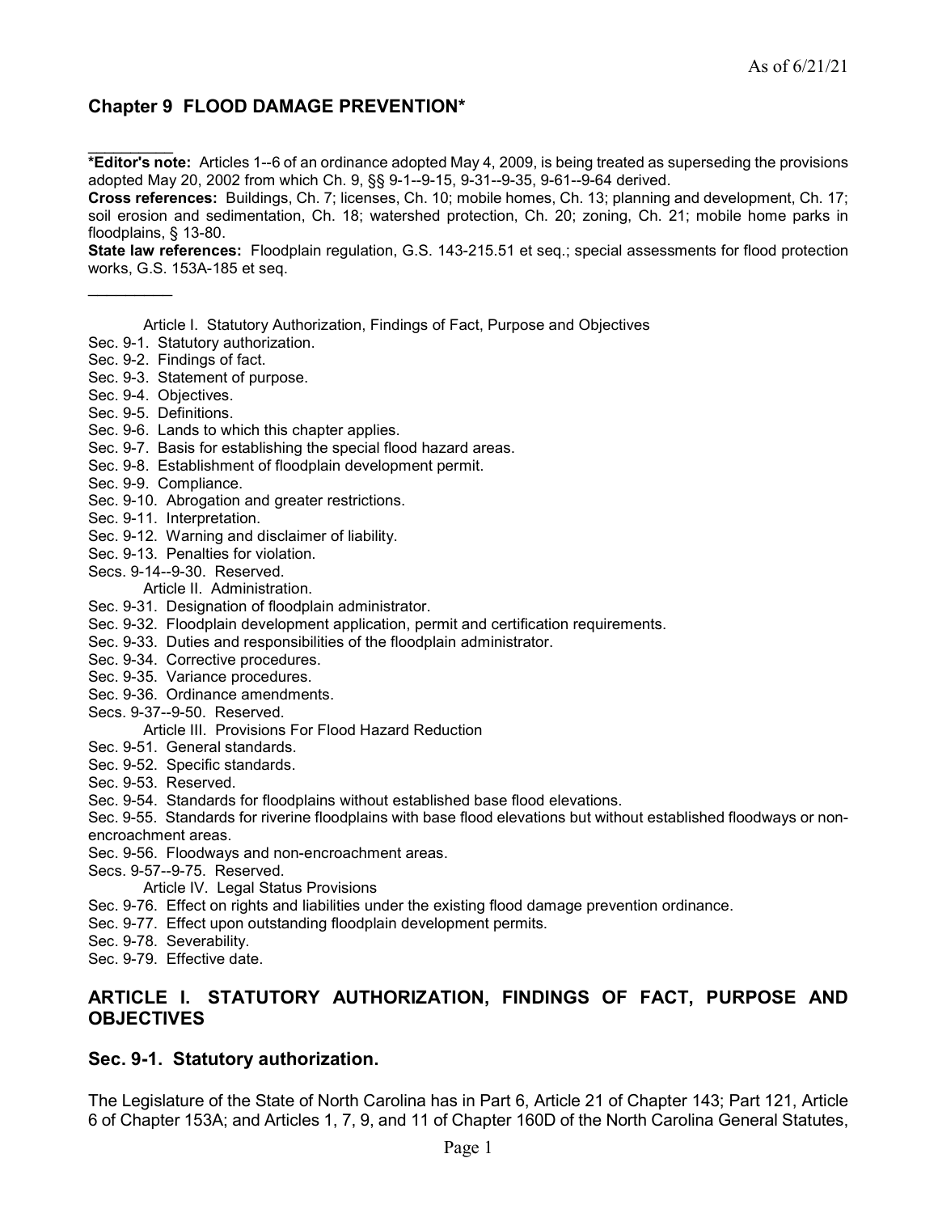# Chapter 9 FLOOD DAMAGE PREVENTION*

__________

**\*Editor's note:** Articles 1--6 of an ordinance adopted May 4, 2009, is being treated as superseding the provisions adopted May 20, 2002 from which Ch. 9, §§ 9-1--9-15, 9-31--9-35, 9-61--9-64 derived.

**Cross references:** Buildings, Ch. 7; licenses, Ch. 10; mobile homes, Ch. 13; planning and development, Ch. 17; soil erosion and sedimentation, Ch. 18; watershed protection, Ch. 20; zoning, Ch. 21; mobile home parks in floodplains, § 13-80.

**State law references:** Floodplain regulation, G.S. 143-215.51 et seq.; special assessments for flood protection works, G.S. 153A-185 et seq.

__________

Article I. Statutory Authorization, Findings of Fact, Purpose and Objectives

Sec. 9-1. Statutory authorization.
Sec. 9-2. Findings of fact.
Sec. 9-3. Statement of purpose.
Sec. 9-4. Objectives.
Sec. 9-5. Definitions.
Sec. 9-6. Lands to which this chapter applies.
Sec. 9-7. Basis for establishing the special flood hazard areas.
Sec. 9-8. Establishment of floodplain development permit.
Sec. 9-9. Compliance.
Sec. 9-10. Abrogation and greater restrictions.
Sec. 9-11. Interpretation.
Sec. 9-12. Warning and disclaimer of liability.
Sec. 9-13. Penalties for violation.
Secs. 9-14--9-30. Reserved.

Article II. Administration.

Sec. 9-31. Designation of floodplain administrator.
Sec. 9-32. Floodplain development application, permit and certification requirements.
Sec. 9-33. Duties and responsibilities of the floodplain administrator.
Sec. 9-34. Corrective procedures.
Sec. 9-35. Variance procedures.
Sec. 9-36. Ordinance amendments.
Secs. 9-37--9-50. Reserved.

Article III. Provisions For Flood Hazard Reduction

Sec. 9-51. General standards.
Sec. 9-52. Specific standards.
Sec. 9-53. Reserved.
Sec. 9-54. Standards for floodplains without established base flood elevations.
Sec. 9-55. Standards for riverine floodplains with base flood elevations but without established floodways or non-encroachment areas.
Sec. 9-56. Floodways and non-encroachment areas.
Secs. 9-57--9-75. Reserved.

Article IV. Legal Status Provisions

Sec. 9-76. Effect on rights and liabilities under the existing flood damage prevention ordinance.
Sec. 9-77. Effect upon outstanding floodplain development permits.
Sec. 9-78. Severability.
Sec. 9-79. Effective date.

## ARTICLE I. STATUTORY AUTHORIZATION, FINDINGS OF FACT, PURPOSE AND OBJECTIVES

### Sec. 9-1. Statutory authorization.

The Legislature of the State of North Carolina has in Part 6, Article 21 of Chapter 143; Part 121, Article 6 of Chapter 153A; and Articles 1, 7, 9, and 11 of Chapter 160D of the North Carolina General Statutes,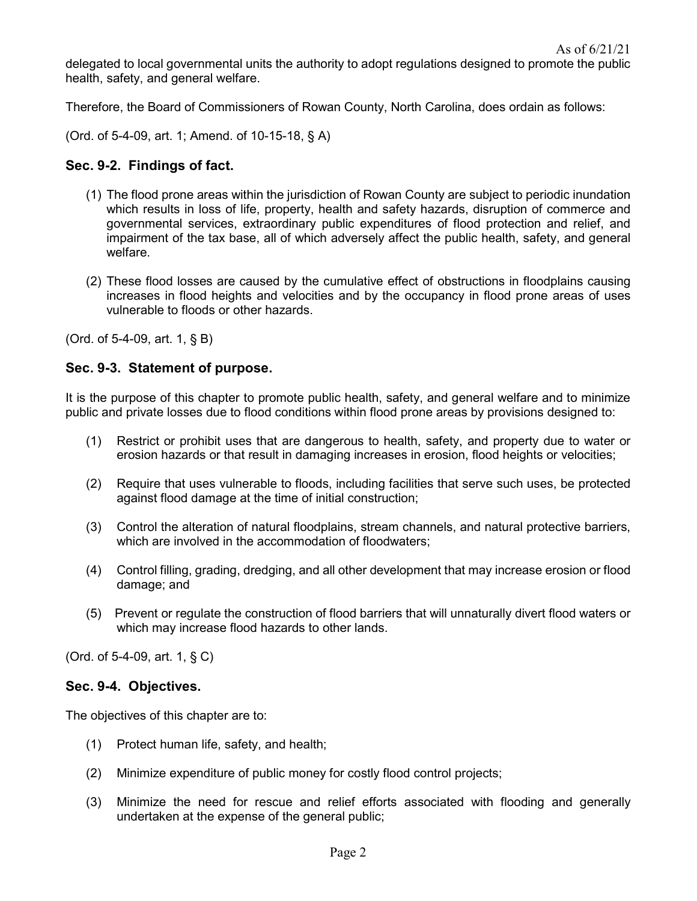delegated to local governmental units the authority to adopt regulations designed to promote the public health, safety, and general welfare.

Therefore, the Board of Commissioners of Rowan County, North Carolina, does ordain as follows:

(Ord. of 5-4-09, art. 1; Amend. of 10-15-18, § A)

## Sec. 9-2. Findings of fact.

(1) The flood prone areas within the jurisdiction of Rowan County are subject to periodic inundation which results in loss of life, property, health and safety hazards, disruption of commerce and governmental services, extraordinary public expenditures of flood protection and relief, and impairment of the tax base, all of which adversely affect the public health, safety, and general welfare.

(2) These flood losses are caused by the cumulative effect of obstructions in floodplains causing increases in flood heights and velocities and by the occupancy in flood prone areas of uses vulnerable to floods or other hazards.

(Ord. of 5-4-09, art. 1, § B)

## Sec. 9-3. Statement of purpose.

It is the purpose of this chapter to promote public health, safety, and general welfare and to minimize public and private losses due to flood conditions within flood prone areas by provisions designed to:

(1) Restrict or prohibit uses that are dangerous to health, safety, and property due to water or erosion hazards or that result in damaging increases in erosion, flood heights or velocities;

(2) Require that uses vulnerable to floods, including facilities that serve such uses, be protected against flood damage at the time of initial construction;

(3) Control the alteration of natural floodplains, stream channels, and natural protective barriers, which are involved in the accommodation of floodwaters;

(4) Control filling, grading, dredging, and all other development that may increase erosion or flood damage; and

(5) Prevent or regulate the construction of flood barriers that will unnaturally divert flood waters or which may increase flood hazards to other lands.

(Ord. of 5-4-09, art. 1, § C)

## Sec. 9-4. Objectives.

The objectives of this chapter are to:

(1) Protect human life, safety, and health;

(2) Minimize expenditure of public money for costly flood control projects;

(3) Minimize the need for rescue and relief efforts associated with flooding and generally undertaken at the expense of the general public;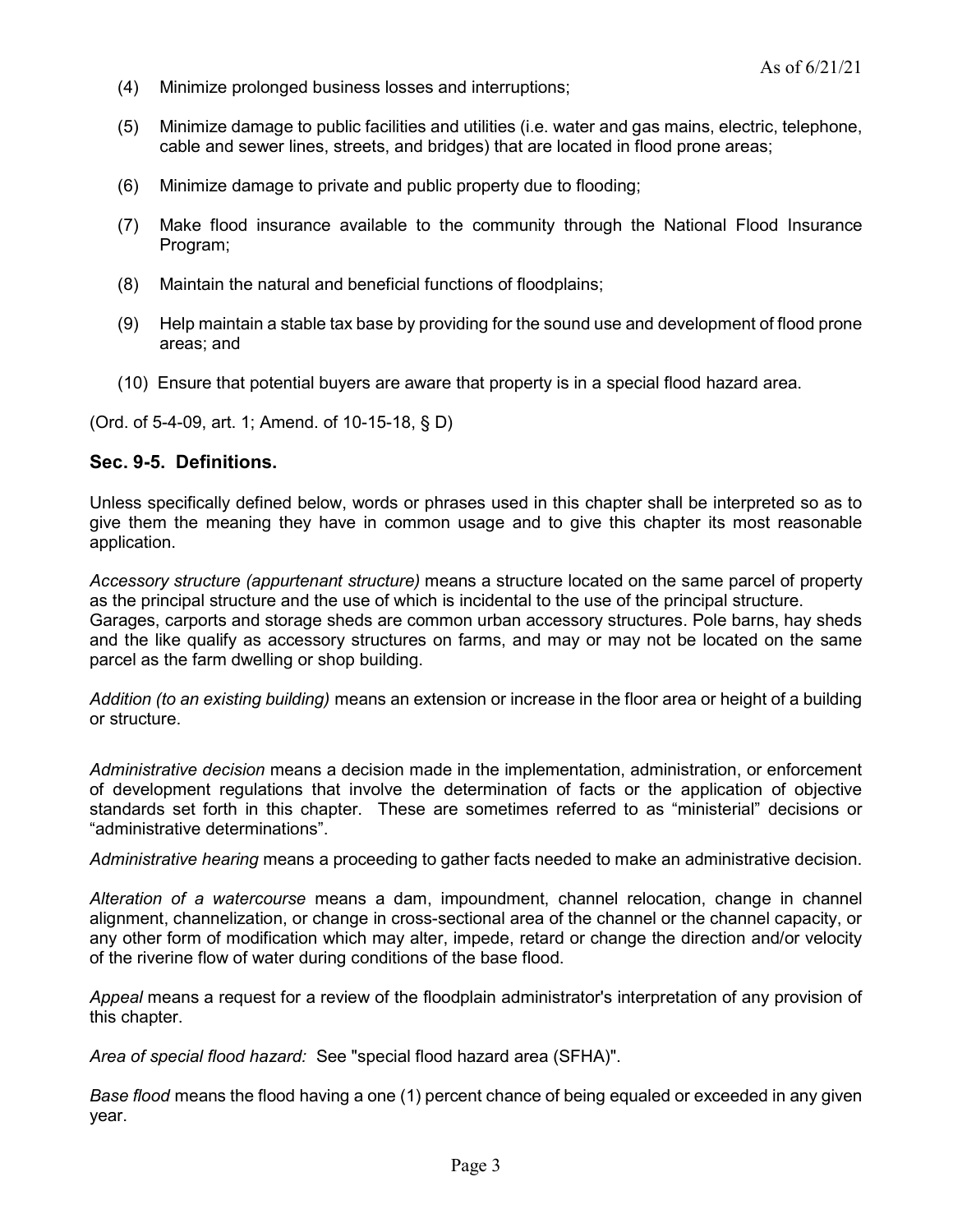(4) Minimize prolonged business losses and interruptions;

(5) Minimize damage to public facilities and utilities (i.e. water and gas mains, electric, telephone, cable and sewer lines, streets, and bridges) that are located in flood prone areas;

(6) Minimize damage to private and public property due to flooding;

(7) Make flood insurance available to the community through the National Flood Insurance Program;

(8) Maintain the natural and beneficial functions of floodplains;

(9) Help maintain a stable tax base by providing for the sound use and development of flood prone areas; and

(10) Ensure that potential buyers are aware that property is in a special flood hazard area.

(Ord. of 5-4-09, art. 1; Amend. of 10-15-18, § D)

## Sec. 9-5. Definitions.

Unless specifically defined below, words or phrases used in this chapter shall be interpreted so as to give them the meaning they have in common usage and to give this chapter its most reasonable application.

*Accessory structure (appurtenant structure)* means a structure located on the same parcel of property as the principal structure and the use of which is incidental to the use of the principal structure. Garages, carports and storage sheds are common urban accessory structures. Pole barns, hay sheds and the like qualify as accessory structures on farms, and may or may not be located on the same parcel as the farm dwelling or shop building.

*Addition (to an existing building)* means an extension or increase in the floor area or height of a building or structure.

*Administrative decision* means a decision made in the implementation, administration, or enforcement of development regulations that involve the determination of facts or the application of objective standards set forth in this chapter. These are sometimes referred to as "ministerial" decisions or "administrative determinations".

*Administrative hearing* means a proceeding to gather facts needed to make an administrative decision.

*Alteration of a watercourse* means a dam, impoundment, channel relocation, change in channel alignment, channelization, or change in cross-sectional area of the channel or the channel capacity, or any other form of modification which may alter, impede, retard or change the direction and/or velocity of the riverine flow of water during conditions of the base flood.

*Appeal* means a request for a review of the floodplain administrator's interpretation of any provision of this chapter.

*Area of special flood hazard:* See "special flood hazard area (SFHA)".

*Base flood* means the flood having a one (1) percent chance of being equaled or exceeded in any given year.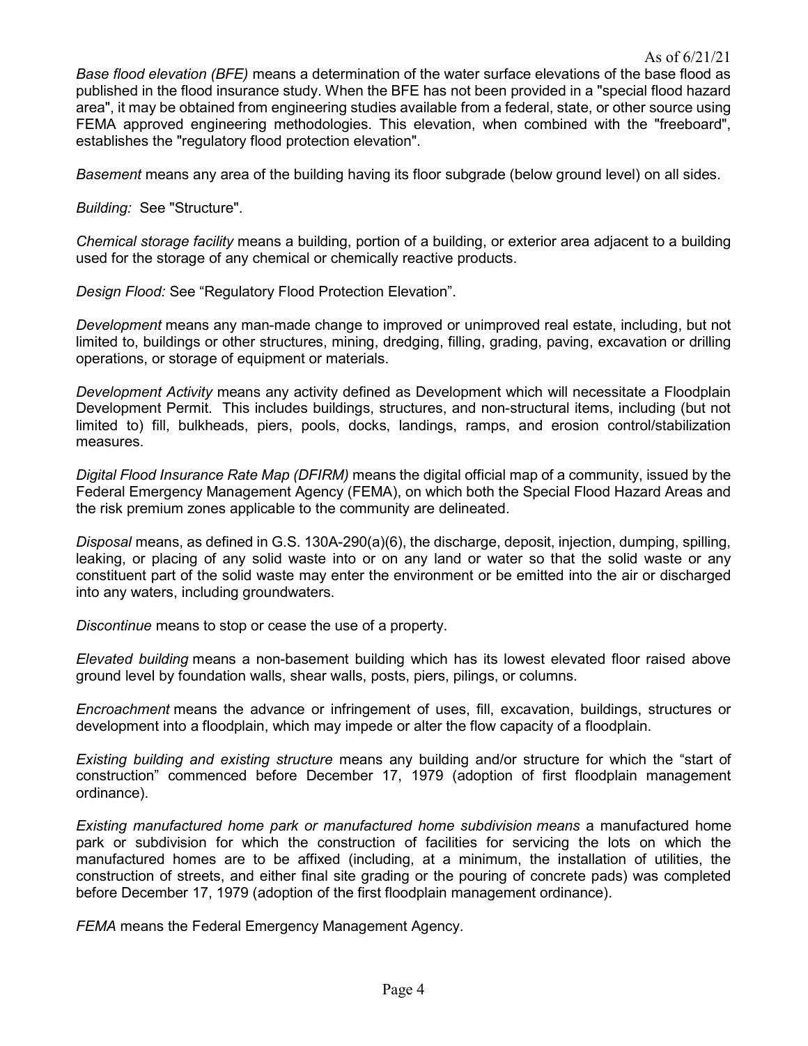*Base flood elevation (BFE)* means a determination of the water surface elevations of the base flood as published in the flood insurance study. When the BFE has not been provided in a "special flood hazard area", it may be obtained from engineering studies available from a federal, state, or other source using FEMA approved engineering methodologies. This elevation, when combined with the "freeboard", establishes the "regulatory flood protection elevation".

*Basement* means any area of the building having its floor subgrade (below ground level) on all sides.

*Building:* See "Structure".

*Chemical storage facility* means a building, portion of a building, or exterior area adjacent to a building used for the storage of any chemical or chemically reactive products.

*Design Flood:* See "Regulatory Flood Protection Elevation".

*Development* means any man-made change to improved or unimproved real estate, including, but not limited to, buildings or other structures, mining, dredging, filling, grading, paving, excavation or drilling operations, or storage of equipment or materials.

*Development Activity* means any activity defined as Development which will necessitate a Floodplain Development Permit. This includes buildings, structures, and non-structural items, including (but not limited to) fill, bulkheads, piers, pools, docks, landings, ramps, and erosion control/stabilization measures.

*Digital Flood Insurance Rate Map (DFIRM)* means the digital official map of a community, issued by the Federal Emergency Management Agency (FEMA), on which both the Special Flood Hazard Areas and the risk premium zones applicable to the community are delineated.

*Disposal* means, as defined in G.S. 130A-290(a)(6), the discharge, deposit, injection, dumping, spilling, leaking, or placing of any solid waste into or on any land or water so that the solid waste or any constituent part of the solid waste may enter the environment or be emitted into the air or discharged into any waters, including groundwaters.

*Discontinue* means to stop or cease the use of a property.

*Elevated building* means a non-basement building which has its lowest elevated floor raised above ground level by foundation walls, shear walls, posts, piers, pilings, or columns.

*Encroachment* means the advance or infringement of uses, fill, excavation, buildings, structures or development into a floodplain, which may impede or alter the flow capacity of a floodplain.

*Existing building and existing structure* means any building and/or structure for which the "start of construction" commenced before December 17, 1979 (adoption of first floodplain management ordinance).

*Existing manufactured home park or manufactured home subdivision means* a manufactured home park or subdivision for which the construction of facilities for servicing the lots on which the manufactured homes are to be affixed (including, at a minimum, the installation of utilities, the construction of streets, and either final site grading or the pouring of concrete pads) was completed before December 17, 1979 (adoption of the first floodplain management ordinance).

*FEMA* means the Federal Emergency Management Agency.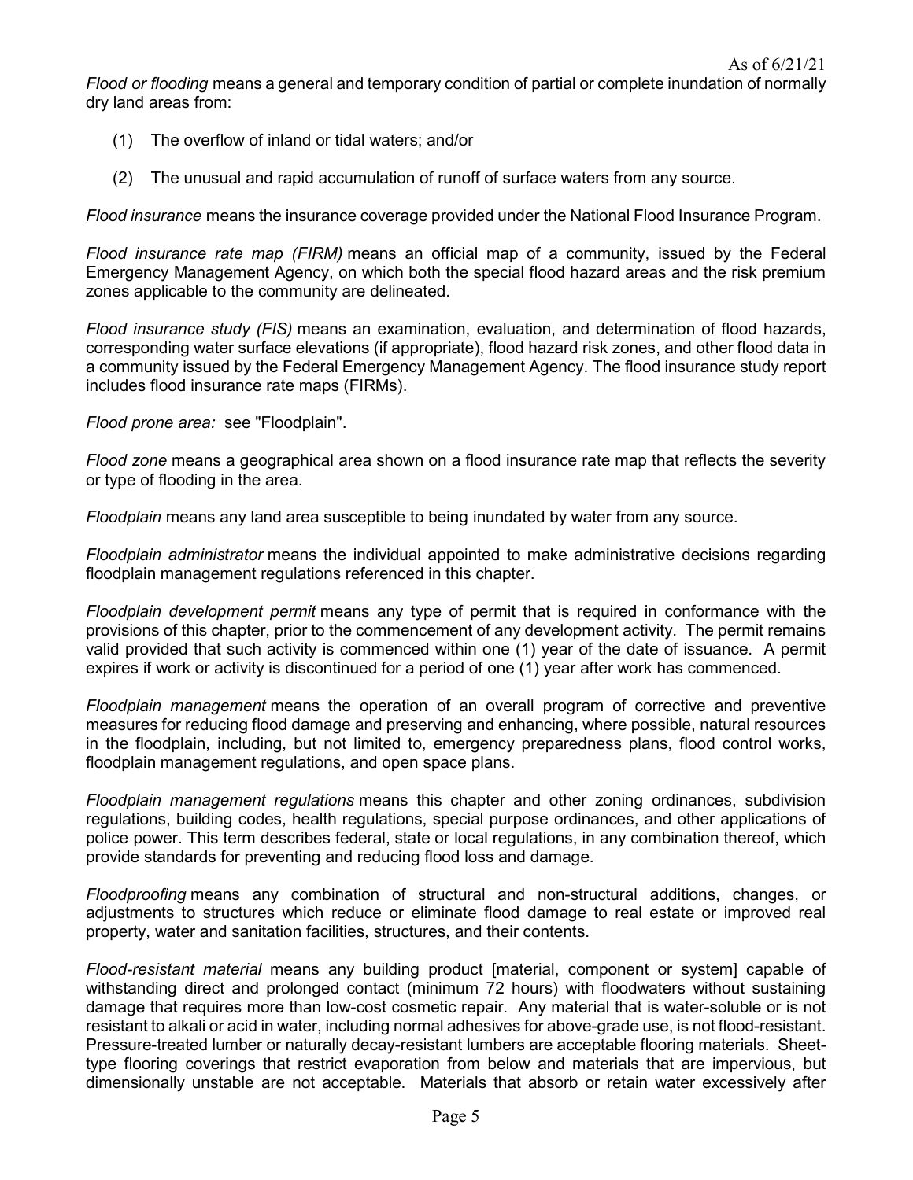*Flood or flooding* means a general and temporary condition of partial or complete inundation of normally dry land areas from:

(1) The overflow of inland or tidal waters; and/or

(2) The unusual and rapid accumulation of runoff of surface waters from any source.

*Flood insurance* means the insurance coverage provided under the National Flood Insurance Program.

*Flood insurance rate map (FIRM)* means an official map of a community, issued by the Federal Emergency Management Agency, on which both the special flood hazard areas and the risk premium zones applicable to the community are delineated.

*Flood insurance study (FIS)* means an examination, evaluation, and determination of flood hazards, corresponding water surface elevations (if appropriate), flood hazard risk zones, and other flood data in a community issued by the Federal Emergency Management Agency. The flood insurance study report includes flood insurance rate maps (FIRMs).

*Flood prone area:* see "Floodplain".

*Flood zone* means a geographical area shown on a flood insurance rate map that reflects the severity or type of flooding in the area.

*Floodplain* means any land area susceptible to being inundated by water from any source.

*Floodplain administrator* means the individual appointed to make administrative decisions regarding floodplain management regulations referenced in this chapter.

*Floodplain development permit* means any type of permit that is required in conformance with the provisions of this chapter, prior to the commencement of any development activity. The permit remains valid provided that such activity is commenced within one (1) year of the date of issuance. A permit expires if work or activity is discontinued for a period of one (1) year after work has commenced.

*Floodplain management* means the operation of an overall program of corrective and preventive measures for reducing flood damage and preserving and enhancing, where possible, natural resources in the floodplain, including, but not limited to, emergency preparedness plans, flood control works, floodplain management regulations, and open space plans.

*Floodplain management regulations* means this chapter and other zoning ordinances, subdivision regulations, building codes, health regulations, special purpose ordinances, and other applications of police power. This term describes federal, state or local regulations, in any combination thereof, which provide standards for preventing and reducing flood loss and damage.

*Floodproofing* means any combination of structural and non-structural additions, changes, or adjustments to structures which reduce or eliminate flood damage to real estate or improved real property, water and sanitation facilities, structures, and their contents.

*Flood-resistant material* means any building product [material, component or system] capable of withstanding direct and prolonged contact (minimum 72 hours) with floodwaters without sustaining damage that requires more than low-cost cosmetic repair. Any material that is water-soluble or is not resistant to alkali or acid in water, including normal adhesives for above-grade use, is not flood-resistant. Pressure-treated lumber or naturally decay-resistant lumbers are acceptable flooring materials. Sheet-type flooring coverings that restrict evaporation from below and materials that are impervious, but dimensionally unstable are not acceptable. Materials that absorb or retain water excessively after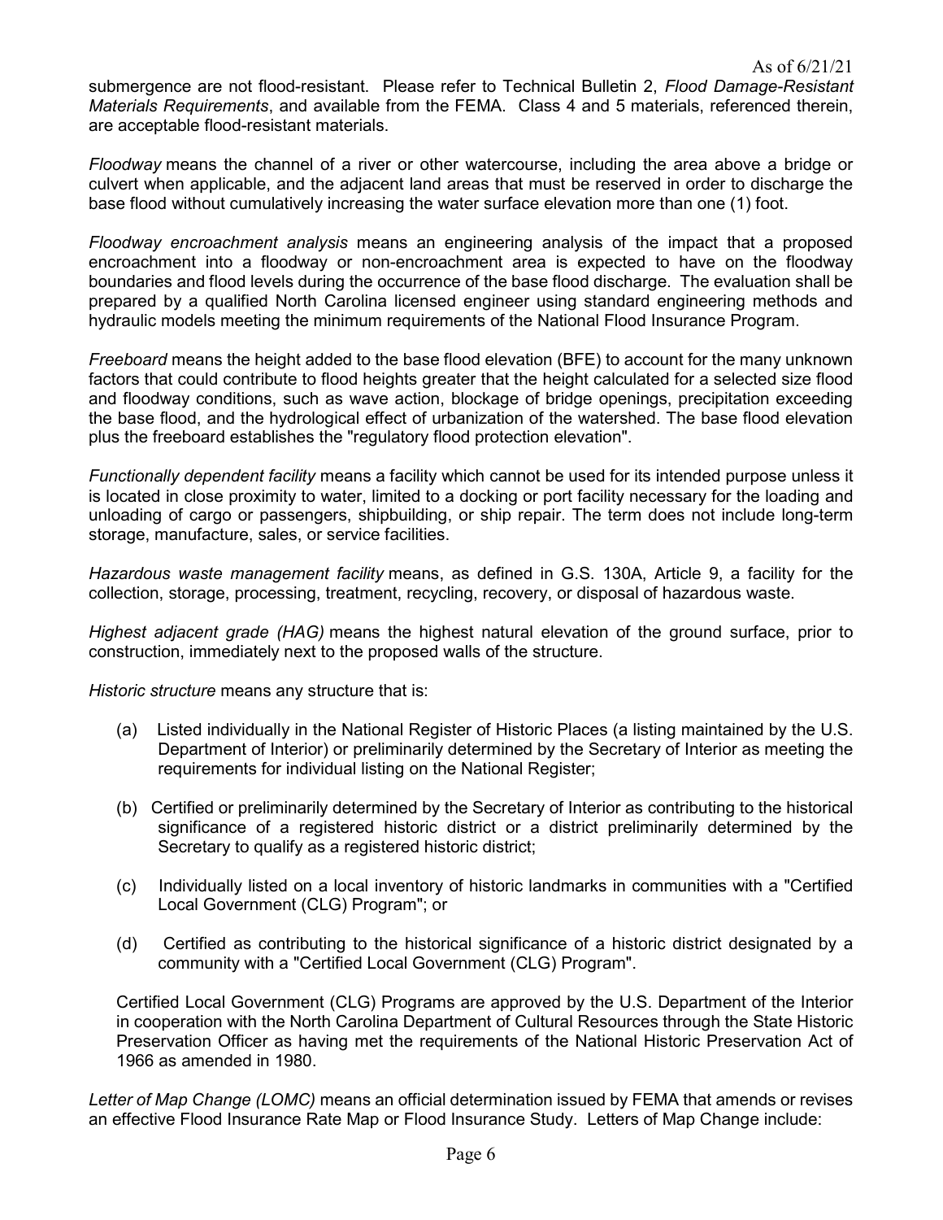submergence are not flood-resistant. Please refer to Technical Bulletin 2, *Flood Damage-Resistant Materials Requirements*, and available from the FEMA. Class 4 and 5 materials, referenced therein, are acceptable flood-resistant materials.

*Floodway* means the channel of a river or other watercourse, including the area above a bridge or culvert when applicable, and the adjacent land areas that must be reserved in order to discharge the base flood without cumulatively increasing the water surface elevation more than one (1) foot.

*Floodway encroachment analysis* means an engineering analysis of the impact that a proposed encroachment into a floodway or non-encroachment area is expected to have on the floodway boundaries and flood levels during the occurrence of the base flood discharge. The evaluation shall be prepared by a qualified North Carolina licensed engineer using standard engineering methods and hydraulic models meeting the minimum requirements of the National Flood Insurance Program.

*Freeboard* means the height added to the base flood elevation (BFE) to account for the many unknown factors that could contribute to flood heights greater that the height calculated for a selected size flood and floodway conditions, such as wave action, blockage of bridge openings, precipitation exceeding the base flood, and the hydrological effect of urbanization of the watershed. The base flood elevation plus the freeboard establishes the "regulatory flood protection elevation".

*Functionally dependent facility* means a facility which cannot be used for its intended purpose unless it is located in close proximity to water, limited to a docking or port facility necessary for the loading and unloading of cargo or passengers, shipbuilding, or ship repair. The term does not include long-term storage, manufacture, sales, or service facilities.

*Hazardous waste management facility* means, as defined in G.S. 130A, Article 9, a facility for the collection, storage, processing, treatment, recycling, recovery, or disposal of hazardous waste.

*Highest adjacent grade (HAG)* means the highest natural elevation of the ground surface, prior to construction, immediately next to the proposed walls of the structure.

*Historic structure* means any structure that is:

(a) Listed individually in the National Register of Historic Places (a listing maintained by the U.S. Department of Interior) or preliminarily determined by the Secretary of Interior as meeting the requirements for individual listing on the National Register;

(b) Certified or preliminarily determined by the Secretary of Interior as contributing to the historical significance of a registered historic district or a district preliminarily determined by the Secretary to qualify as a registered historic district;

(c) Individually listed on a local inventory of historic landmarks in communities with a "Certified Local Government (CLG) Program"; or

(d) Certified as contributing to the historical significance of a historic district designated by a community with a "Certified Local Government (CLG) Program".

Certified Local Government (CLG) Programs are approved by the U.S. Department of the Interior in cooperation with the North Carolina Department of Cultural Resources through the State Historic Preservation Officer as having met the requirements of the National Historic Preservation Act of 1966 as amended in 1980.

*Letter of Map Change (LOMC)* means an official determination issued by FEMA that amends or revises an effective Flood Insurance Rate Map or Flood Insurance Study. Letters of Map Change include: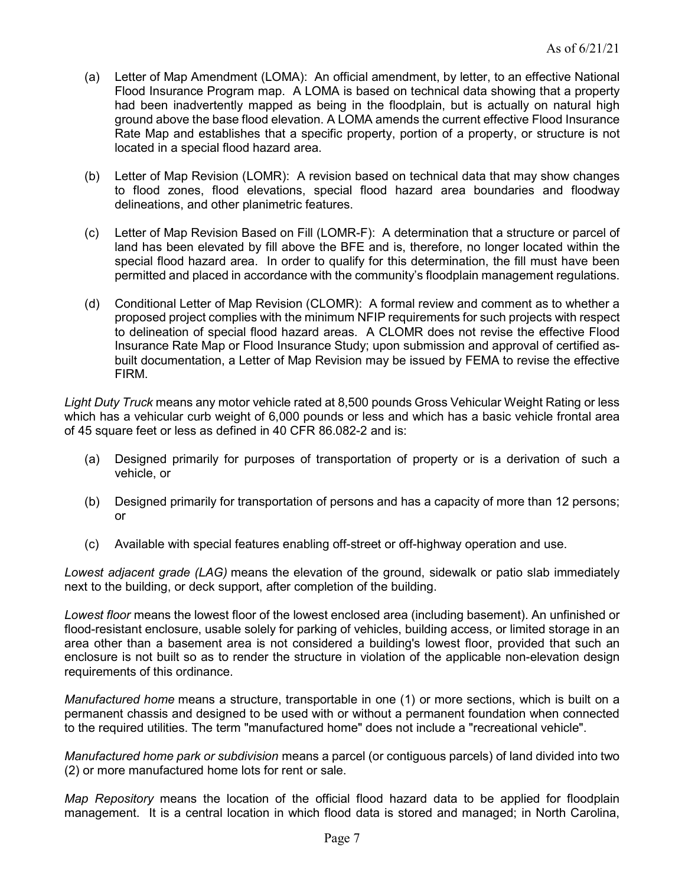(a) Letter of Map Amendment (LOMA): An official amendment, by letter, to an effective National Flood Insurance Program map. A LOMA is based on technical data showing that a property had been inadvertently mapped as being in the floodplain, but is actually on natural high ground above the base flood elevation. A LOMA amends the current effective Flood Insurance Rate Map and establishes that a specific property, portion of a property, or structure is not located in a special flood hazard area.

(b) Letter of Map Revision (LOMR): A revision based on technical data that may show changes to flood zones, flood elevations, special flood hazard area boundaries and floodway delineations, and other planimetric features.

(c) Letter of Map Revision Based on Fill (LOMR-F): A determination that a structure or parcel of land has been elevated by fill above the BFE and is, therefore, no longer located within the special flood hazard area. In order to qualify for this determination, the fill must have been permitted and placed in accordance with the community's floodplain management regulations.

(d) Conditional Letter of Map Revision (CLOMR): A formal review and comment as to whether a proposed project complies with the minimum NFIP requirements for such projects with respect to delineation of special flood hazard areas. A CLOMR does not revise the effective Flood Insurance Rate Map or Flood Insurance Study; upon submission and approval of certified as-built documentation, a Letter of Map Revision may be issued by FEMA to revise the effective FIRM.

*Light Duty Truck* means any motor vehicle rated at 8,500 pounds Gross Vehicular Weight Rating or less which has a vehicular curb weight of 6,000 pounds or less and which has a basic vehicle frontal area of 45 square feet or less as defined in 40 CFR 86.082-2 and is:

(a) Designed primarily for purposes of transportation of property or is a derivation of such a vehicle, or

(b) Designed primarily for transportation of persons and has a capacity of more than 12 persons; or

(c) Available with special features enabling off-street or off-highway operation and use.

*Lowest adjacent grade (LAG)* means the elevation of the ground, sidewalk or patio slab immediately next to the building, or deck support, after completion of the building.

*Lowest floor* means the lowest floor of the lowest enclosed area (including basement). An unfinished or flood-resistant enclosure, usable solely for parking of vehicles, building access, or limited storage in an area other than a basement area is not considered a building's lowest floor, provided that such an enclosure is not built so as to render the structure in violation of the applicable non-elevation design requirements of this ordinance.

*Manufactured home* means a structure, transportable in one (1) or more sections, which is built on a permanent chassis and designed to be used with or without a permanent foundation when connected to the required utilities. The term "manufactured home" does not include a "recreational vehicle".

*Manufactured home park or subdivision* means a parcel (or contiguous parcels) of land divided into two (2) or more manufactured home lots for rent or sale.

*Map Repository* means the location of the official flood hazard data to be applied for floodplain management. It is a central location in which flood data is stored and managed; in North Carolina,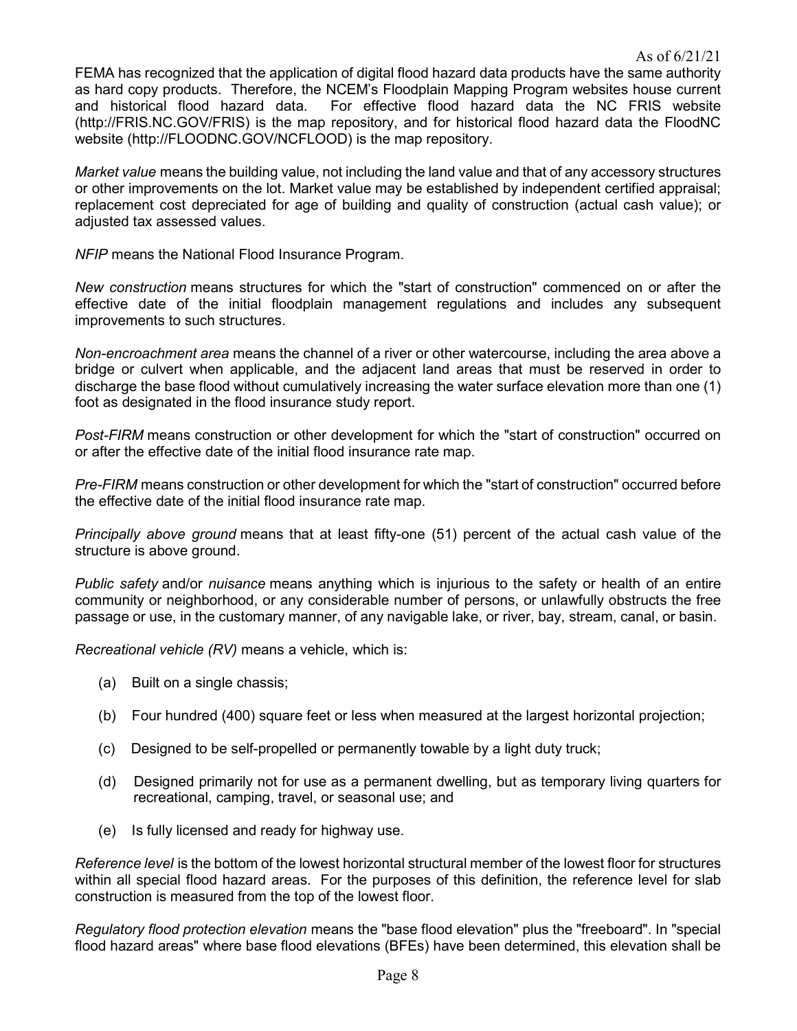FEMA has recognized that the application of digital flood hazard data products have the same authority as hard copy products. Therefore, the NCEM's Floodplain Mapping Program websites house current and historical flood hazard data. For effective flood hazard data the NC FRIS website (http://FRIS.NC.GOV/FRIS) is the map repository, and for historical flood hazard data the FloodNC website (http://FLOODNC.GOV/NCFLOOD) is the map repository.

*Market value* means the building value, not including the land value and that of any accessory structures or other improvements on the lot. Market value may be established by independent certified appraisal; replacement cost depreciated for age of building and quality of construction (actual cash value); or adjusted tax assessed values.

*NFIP* means the National Flood Insurance Program.

*New construction* means structures for which the "start of construction" commenced on or after the effective date of the initial floodplain management regulations and includes any subsequent improvements to such structures.

*Non-encroachment area* means the channel of a river or other watercourse, including the area above a bridge or culvert when applicable, and the adjacent land areas that must be reserved in order to discharge the base flood without cumulatively increasing the water surface elevation more than one (1) foot as designated in the flood insurance study report.

*Post-FIRM* means construction or other development for which the "start of construction" occurred on or after the effective date of the initial flood insurance rate map.

*Pre-FIRM* means construction or other development for which the "start of construction" occurred before the effective date of the initial flood insurance rate map.

*Principally above ground* means that at least fifty-one (51) percent of the actual cash value of the structure is above ground.

*Public safety* and/or *nuisance* means anything which is injurious to the safety or health of an entire community or neighborhood, or any considerable number of persons, or unlawfully obstructs the free passage or use, in the customary manner, of any navigable lake, or river, bay, stream, canal, or basin.

*Recreational vehicle (RV)* means a vehicle, which is:

(a) Built on a single chassis;

(b) Four hundred (400) square feet or less when measured at the largest horizontal projection;

(c) Designed to be self-propelled or permanently towable by a light duty truck;

(d) Designed primarily not for use as a permanent dwelling, but as temporary living quarters for recreational, camping, travel, or seasonal use; and

(e) Is fully licensed and ready for highway use.

*Reference level* is the bottom of the lowest horizontal structural member of the lowest floor for structures within all special flood hazard areas. For the purposes of this definition, the reference level for slab construction is measured from the top of the lowest floor.

*Regulatory flood protection elevation* means the "base flood elevation" plus the "freeboard". In "special flood hazard areas" where base flood elevations (BFEs) have been determined, this elevation shall be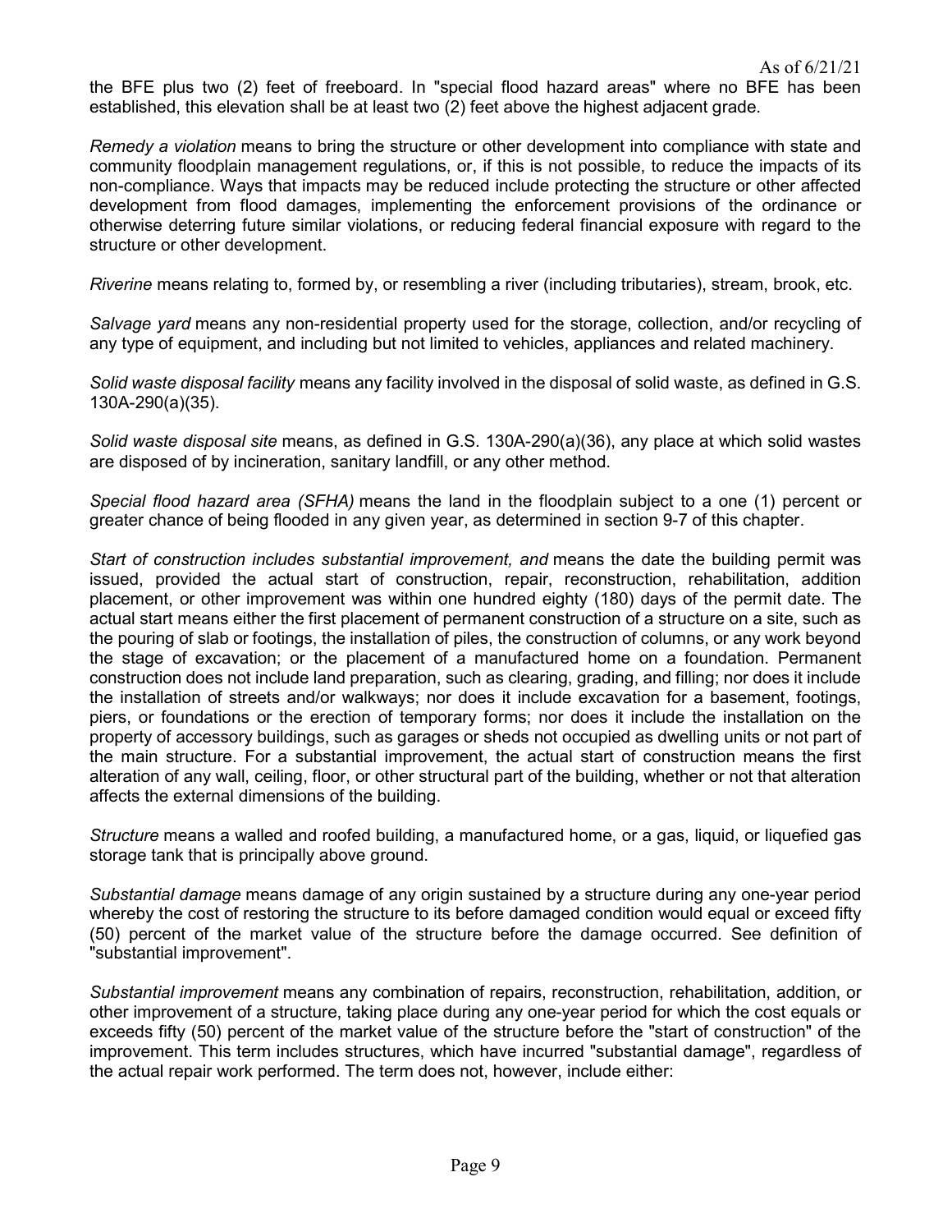the BFE plus two (2) feet of freeboard. In "special flood hazard areas" where no BFE has been established, this elevation shall be at least two (2) feet above the highest adjacent grade.

*Remedy a violation* means to bring the structure or other development into compliance with state and community floodplain management regulations, or, if this is not possible, to reduce the impacts of its non-compliance. Ways that impacts may be reduced include protecting the structure or other affected development from flood damages, implementing the enforcement provisions of the ordinance or otherwise deterring future similar violations, or reducing federal financial exposure with regard to the structure or other development.

*Riverine* means relating to, formed by, or resembling a river (including tributaries), stream, brook, etc.

*Salvage yard* means any non-residential property used for the storage, collection, and/or recycling of any type of equipment, and including but not limited to vehicles, appliances and related machinery.

*Solid waste disposal facility* means any facility involved in the disposal of solid waste, as defined in G.S. 130A-290(a)(35).

*Solid waste disposal site* means, as defined in G.S. 130A-290(a)(36), any place at which solid wastes are disposed of by incineration, sanitary landfill, or any other method.

*Special flood hazard area (SFHA)* means the land in the floodplain subject to a one (1) percent or greater chance of being flooded in any given year, as determined in section 9-7 of this chapter.

*Start of construction includes substantial improvement, and* means the date the building permit was issued, provided the actual start of construction, repair, reconstruction, rehabilitation, addition placement, or other improvement was within one hundred eighty (180) days of the permit date. The actual start means either the first placement of permanent construction of a structure on a site, such as the pouring of slab or footings, the installation of piles, the construction of columns, or any work beyond the stage of excavation; or the placement of a manufactured home on a foundation. Permanent construction does not include land preparation, such as clearing, grading, and filling; nor does it include the installation of streets and/or walkways; nor does it include excavation for a basement, footings, piers, or foundations or the erection of temporary forms; nor does it include the installation on the property of accessory buildings, such as garages or sheds not occupied as dwelling units or not part of the main structure. For a substantial improvement, the actual start of construction means the first alteration of any wall, ceiling, floor, or other structural part of the building, whether or not that alteration affects the external dimensions of the building.

*Structure* means a walled and roofed building, a manufactured home, or a gas, liquid, or liquefied gas storage tank that is principally above ground.

*Substantial damage* means damage of any origin sustained by a structure during any one-year period whereby the cost of restoring the structure to its before damaged condition would equal or exceed fifty (50) percent of the market value of the structure before the damage occurred. See definition of "substantial improvement".

*Substantial improvement* means any combination of repairs, reconstruction, rehabilitation, addition, or other improvement of a structure, taking place during any one-year period for which the cost equals or exceeds fifty (50) percent of the market value of the structure before the "start of construction" of the improvement. This term includes structures, which have incurred "substantial damage", regardless of the actual repair work performed. The term does not, however, include either: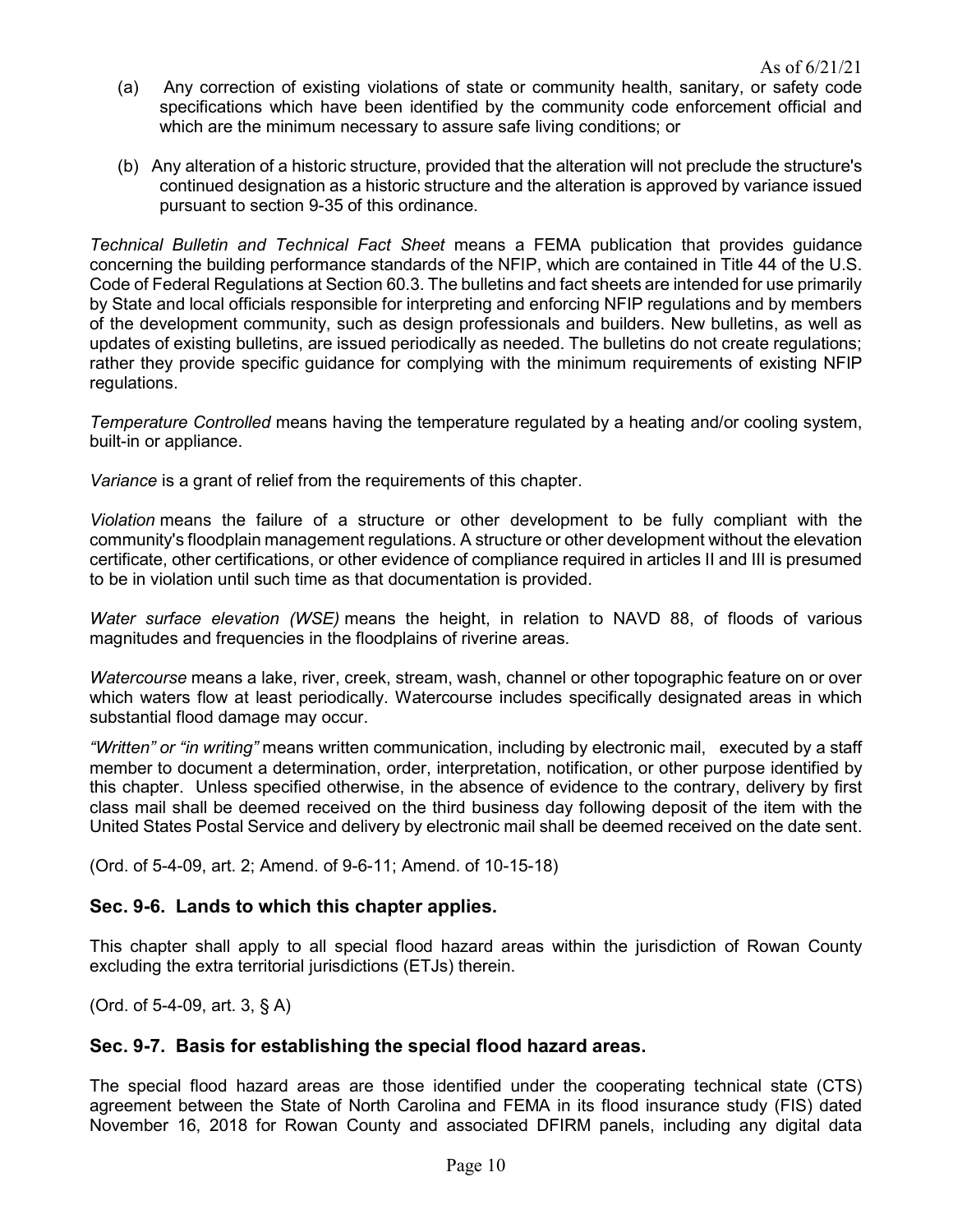(a) Any correction of existing violations of state or community health, sanitary, or safety code specifications which have been identified by the community code enforcement official and which are the minimum necessary to assure safe living conditions; or

(b) Any alteration of a historic structure, provided that the alteration will not preclude the structure's continued designation as a historic structure and the alteration is approved by variance issued pursuant to section 9-35 of this ordinance.

*Technical Bulletin and Technical Fact Sheet* means a FEMA publication that provides guidance concerning the building performance standards of the NFIP, which are contained in Title 44 of the U.S. Code of Federal Regulations at Section 60.3. The bulletins and fact sheets are intended for use primarily by State and local officials responsible for interpreting and enforcing NFIP regulations and by members of the development community, such as design professionals and builders. New bulletins, as well as updates of existing bulletins, are issued periodically as needed. The bulletins do not create regulations; rather they provide specific guidance for complying with the minimum requirements of existing NFIP regulations.

*Temperature Controlled* means having the temperature regulated by a heating and/or cooling system, built-in or appliance.

*Variance* is a grant of relief from the requirements of this chapter.

*Violation* means the failure of a structure or other development to be fully compliant with the community's floodplain management regulations. A structure or other development without the elevation certificate, other certifications, or other evidence of compliance required in articles II and III is presumed to be in violation until such time as that documentation is provided.

*Water surface elevation (WSE)* means the height, in relation to NAVD 88, of floods of various magnitudes and frequencies in the floodplains of riverine areas.

*Watercourse* means a lake, river, creek, stream, wash, channel or other topographic feature on or over which waters flow at least periodically. Watercourse includes specifically designated areas in which substantial flood damage may occur.

*"Written" or "in writing"* means written communication, including by electronic mail, executed by a staff member to document a determination, order, interpretation, notification, or other purpose identified by this chapter. Unless specified otherwise, in the absence of evidence to the contrary, delivery by first class mail shall be deemed received on the third business day following deposit of the item with the United States Postal Service and delivery by electronic mail shall be deemed received on the date sent.

(Ord. of 5-4-09, art. 2; Amend. of 9-6-11; Amend. of 10-15-18)

### Sec. 9-6. Lands to which this chapter applies.

This chapter shall apply to all special flood hazard areas within the jurisdiction of Rowan County excluding the extra territorial jurisdictions (ETJs) therein.

(Ord. of 5-4-09, art. 3, § A)

### Sec. 9-7. Basis for establishing the special flood hazard areas.

The special flood hazard areas are those identified under the cooperating technical state (CTS) agreement between the State of North Carolina and FEMA in its flood insurance study (FIS) dated November 16, 2018 for Rowan County and associated DFIRM panels, including any digital data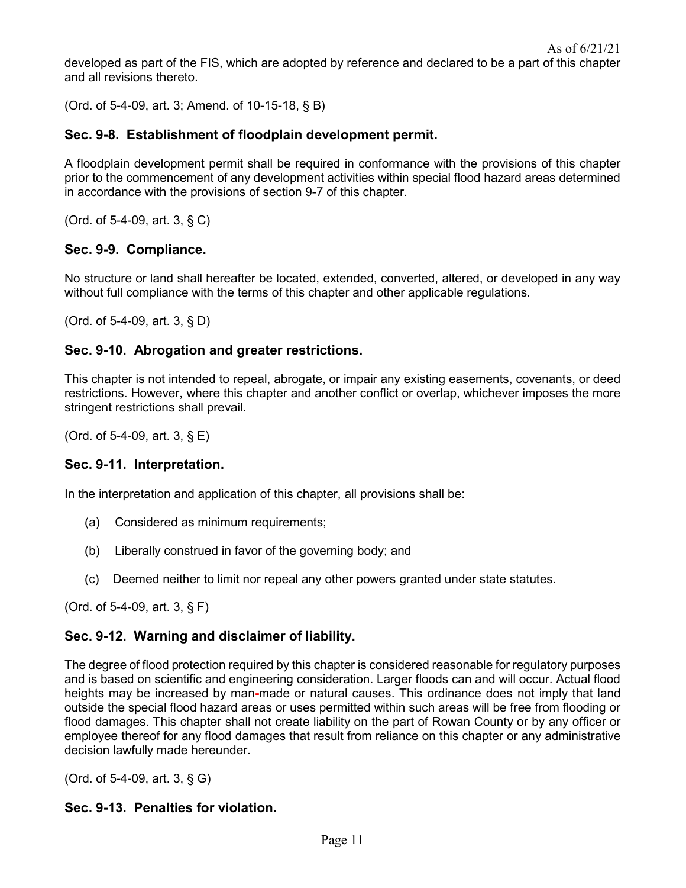developed as part of the FIS, which are adopted by reference and declared to be a part of this chapter and all revisions thereto.

(Ord. of 5-4-09, art. 3; Amend. of 10-15-18, § B)

### Sec. 9-8. Establishment of floodplain development permit.

A floodplain development permit shall be required in conformance with the provisions of this chapter prior to the commencement of any development activities within special flood hazard areas determined in accordance with the provisions of section 9-7 of this chapter.

(Ord. of 5-4-09, art. 3, § C)

### Sec. 9-9. Compliance.

No structure or land shall hereafter be located, extended, converted, altered, or developed in any way without full compliance with the terms of this chapter and other applicable regulations.

(Ord. of 5-4-09, art. 3, § D)

### Sec. 9-10. Abrogation and greater restrictions.

This chapter is not intended to repeal, abrogate, or impair any existing easements, covenants, or deed restrictions. However, where this chapter and another conflict or overlap, whichever imposes the more stringent restrictions shall prevail.

(Ord. of 5-4-09, art. 3, § E)

### Sec. 9-11. Interpretation.

In the interpretation and application of this chapter, all provisions shall be:

(a) Considered as minimum requirements;

(b) Liberally construed in favor of the governing body; and

(c) Deemed neither to limit nor repeal any other powers granted under state statutes.

(Ord. of 5-4-09, art. 3, § F)

### Sec. 9-12. Warning and disclaimer of liability.

The degree of flood protection required by this chapter is considered reasonable for regulatory purposes and is based on scientific and engineering consideration. Larger floods can and will occur. Actual flood heights may be increased by man-made or natural causes. This ordinance does not imply that land outside the special flood hazard areas or uses permitted within such areas will be free from flooding or flood damages. This chapter shall not create liability on the part of Rowan County or by any officer or employee thereof for any flood damages that result from reliance on this chapter or any administrative decision lawfully made hereunder.

(Ord. of 5-4-09, art. 3, § G)

### Sec. 9-13. Penalties for violation.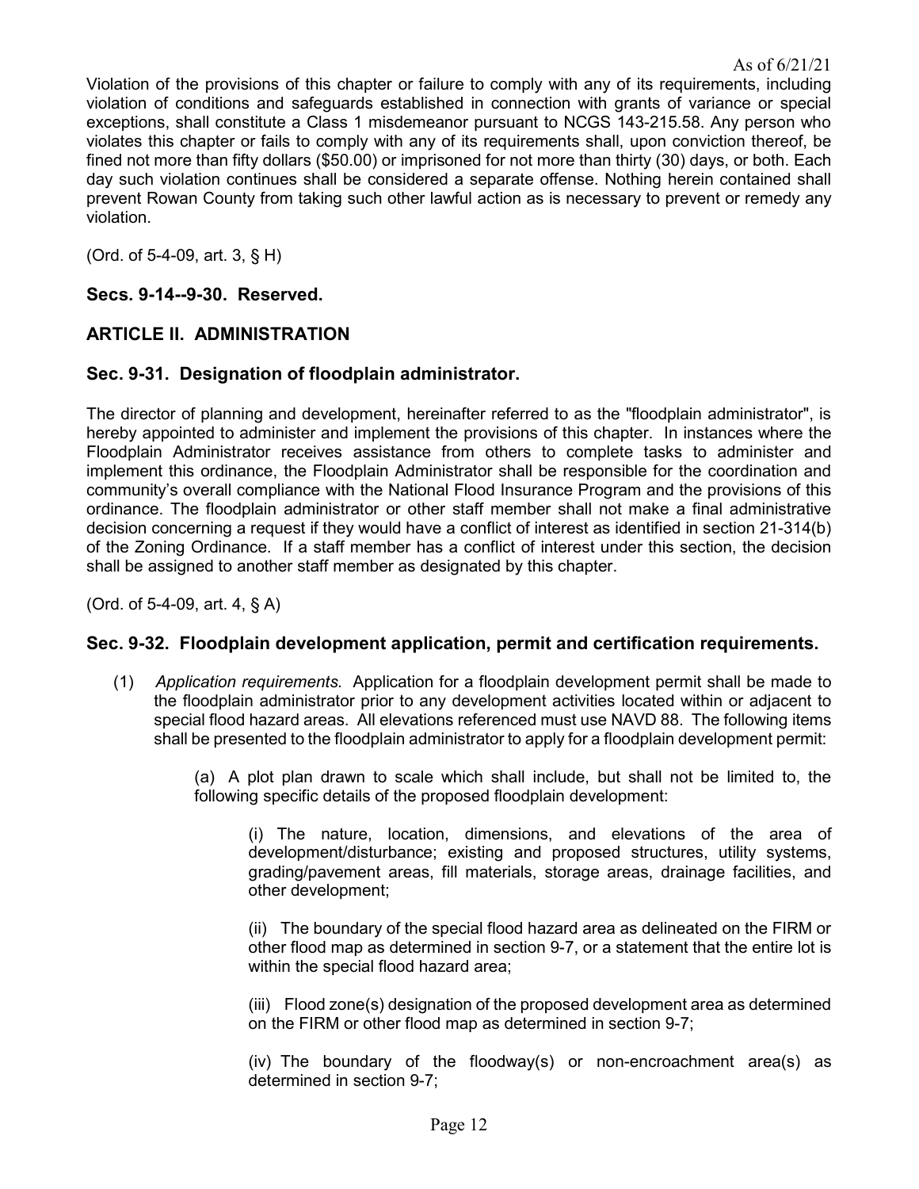Violation of the provisions of this chapter or failure to comply with any of its requirements, including violation of conditions and safeguards established in connection with grants of variance or special exceptions, shall constitute a Class 1 misdemeanor pursuant to NCGS 143-215.58. Any person who violates this chapter or fails to comply with any of its requirements shall, upon conviction thereof, be fined not more than fifty dollars ($50.00) or imprisoned for not more than thirty (30) days, or both. Each day such violation continues shall be considered a separate offense. Nothing herein contained shall prevent Rowan County from taking such other lawful action as is necessary to prevent or remedy any violation.

(Ord. of 5-4-09, art. 3, § H)

### Secs. 9-14--9-30. Reserved.

## ARTICLE II. ADMINISTRATION

### Sec. 9-31. Designation of floodplain administrator.

The director of planning and development, hereinafter referred to as the "floodplain administrator", is hereby appointed to administer and implement the provisions of this chapter. In instances where the Floodplain Administrator receives assistance from others to complete tasks to administer and implement this ordinance, the Floodplain Administrator shall be responsible for the coordination and community's overall compliance with the National Flood Insurance Program and the provisions of this ordinance. The floodplain administrator or other staff member shall not make a final administrative decision concerning a request if they would have a conflict of interest as identified in section 21-314(b) of the Zoning Ordinance. If a staff member has a conflict of interest under this section, the decision shall be assigned to another staff member as designated by this chapter.

(Ord. of 5-4-09, art. 4, § A)

### Sec. 9-32. Floodplain development application, permit and certification requirements.

(1) *Application requirements.* Application for a floodplain development permit shall be made to the floodplain administrator prior to any development activities located within or adjacent to special flood hazard areas. All elevations referenced must use NAVD 88. The following items shall be presented to the floodplain administrator to apply for a floodplain development permit:

(a) A plot plan drawn to scale which shall include, but shall not be limited to, the following specific details of the proposed floodplain development:

(i) The nature, location, dimensions, and elevations of the area of development/disturbance; existing and proposed structures, utility systems, grading/pavement areas, fill materials, storage areas, drainage facilities, and other development;

(ii) The boundary of the special flood hazard area as delineated on the FIRM or other flood map as determined in section 9-7, or a statement that the entire lot is within the special flood hazard area;

(iii) Flood zone(s) designation of the proposed development area as determined on the FIRM or other flood map as determined in section 9-7;

(iv) The boundary of the floodway(s) or non-encroachment area(s) as determined in section 9-7;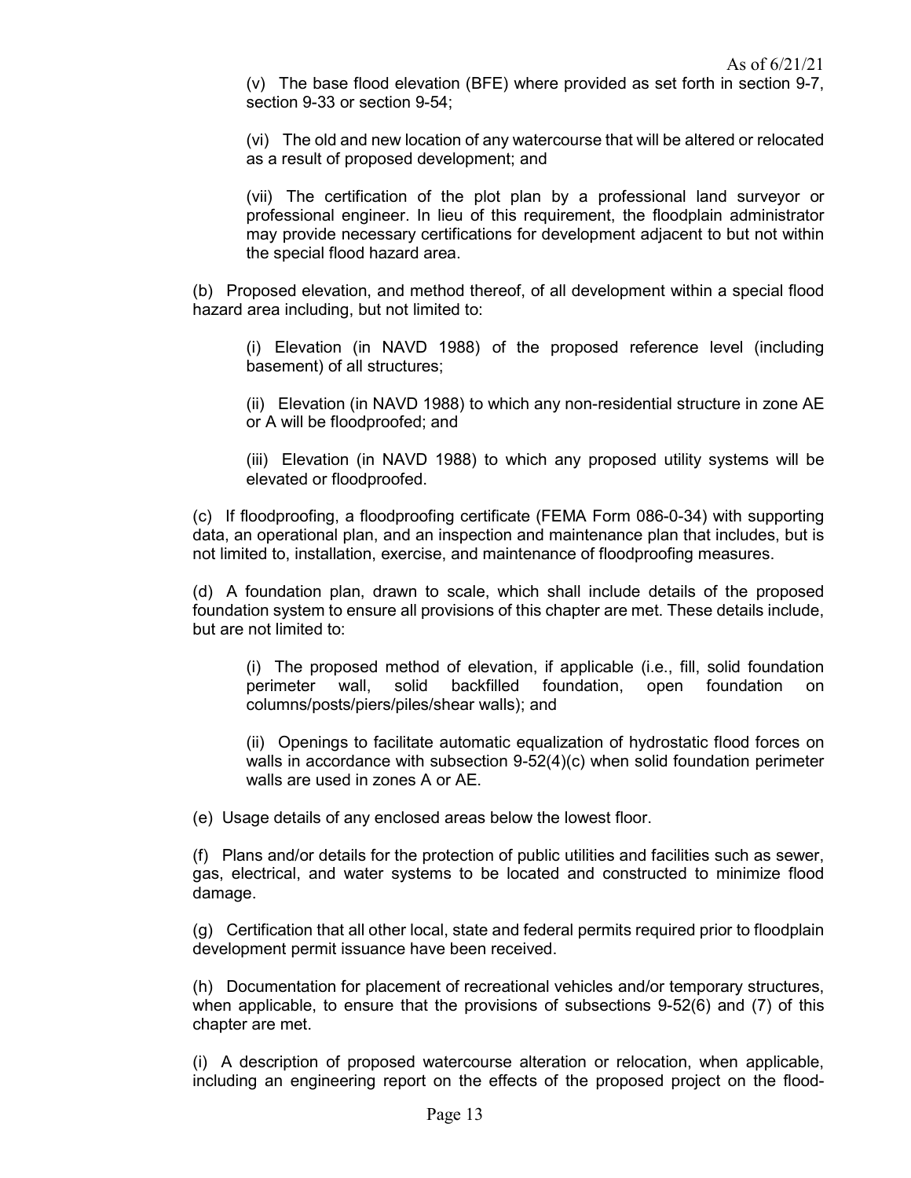(v) The base flood elevation (BFE) where provided as set forth in section 9-7, section 9-33 or section 9-54;

(vi) The old and new location of any watercourse that will be altered or relocated as a result of proposed development; and

(vii) The certification of the plot plan by a professional land surveyor or professional engineer. In lieu of this requirement, the floodplain administrator may provide necessary certifications for development adjacent to but not within the special flood hazard area.

(b) Proposed elevation, and method thereof, of all development within a special flood hazard area including, but not limited to:

(i) Elevation (in NAVD 1988) of the proposed reference level (including basement) of all structures;

(ii) Elevation (in NAVD 1988) to which any non-residential structure in zone AE or A will be floodproofed; and

(iii) Elevation (in NAVD 1988) to which any proposed utility systems will be elevated or floodproofed.

(c) If floodproofing, a floodproofing certificate (FEMA Form 086-0-34) with supporting data, an operational plan, and an inspection and maintenance plan that includes, but is not limited to, installation, exercise, and maintenance of floodproofing measures.

(d) A foundation plan, drawn to scale, which shall include details of the proposed foundation system to ensure all provisions of this chapter are met. These details include, but are not limited to:

(i) The proposed method of elevation, if applicable (i.e., fill, solid foundation perimeter wall, solid backfilled foundation, open foundation on columns/posts/piers/piles/shear walls); and

(ii) Openings to facilitate automatic equalization of hydrostatic flood forces on walls in accordance with subsection 9-52(4)(c) when solid foundation perimeter walls are used in zones A or AE.

(e) Usage details of any enclosed areas below the lowest floor.

(f) Plans and/or details for the protection of public utilities and facilities such as sewer, gas, electrical, and water systems to be located and constructed to minimize flood damage.

(g) Certification that all other local, state and federal permits required prior to floodplain development permit issuance have been received.

(h) Documentation for placement of recreational vehicles and/or temporary structures, when applicable, to ensure that the provisions of subsections 9-52(6) and (7) of this chapter are met.

(i) A description of proposed watercourse alteration or relocation, when applicable, including an engineering report on the effects of the proposed project on the flood-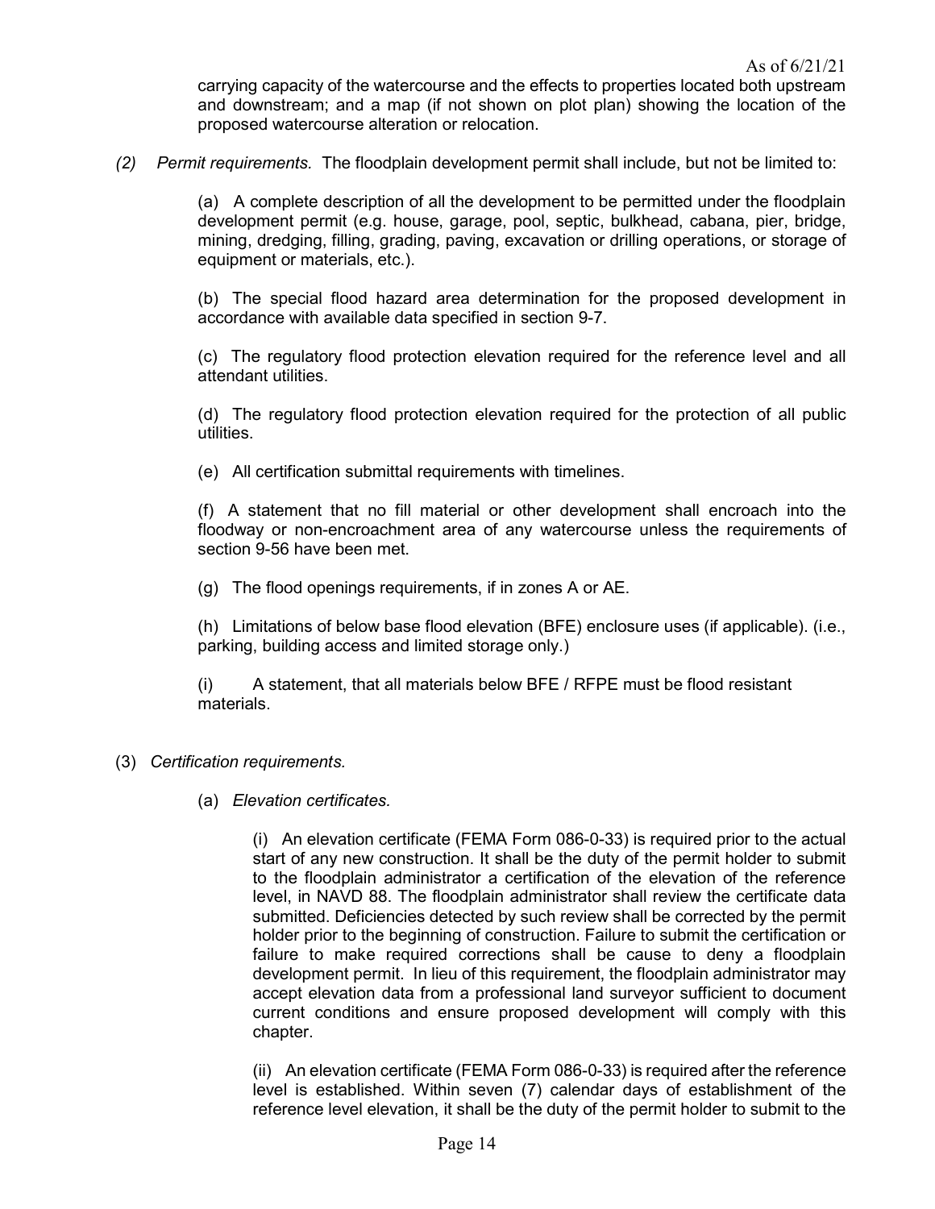carrying capacity of the watercourse and the effects to properties located both upstream and downstream; and a map (if not shown on plot plan) showing the location of the proposed watercourse alteration or relocation.

*(2)* *Permit requirements.* The floodplain development permit shall include, but not be limited to:

(a) A complete description of all the development to be permitted under the floodplain development permit (e.g. house, garage, pool, septic, bulkhead, cabana, pier, bridge, mining, dredging, filling, grading, paving, excavation or drilling operations, or storage of equipment or materials, etc.).

(b) The special flood hazard area determination for the proposed development in accordance with available data specified in section 9-7.

(c) The regulatory flood protection elevation required for the reference level and all attendant utilities.

(d) The regulatory flood protection elevation required for the protection of all public utilities.

(e) All certification submittal requirements with timelines.

(f) A statement that no fill material or other development shall encroach into the floodway or non-encroachment area of any watercourse unless the requirements of section 9-56 have been met.

(g) The flood openings requirements, if in zones A or AE.

(h) Limitations of below base flood elevation (BFE) enclosure uses (if applicable). (i.e., parking, building access and limited storage only.)

(i) A statement, that all materials below BFE / RFPE must be flood resistant materials.

(3) *Certification requirements.*

(a) *Elevation certificates.*

(i) An elevation certificate (FEMA Form 086-0-33) is required prior to the actual start of any new construction. It shall be the duty of the permit holder to submit to the floodplain administrator a certification of the elevation of the reference level, in NAVD 88. The floodplain administrator shall review the certificate data submitted. Deficiencies detected by such review shall be corrected by the permit holder prior to the beginning of construction. Failure to submit the certification or failure to make required corrections shall be cause to deny a floodplain development permit. In lieu of this requirement, the floodplain administrator may accept elevation data from a professional land surveyor sufficient to document current conditions and ensure proposed development will comply with this chapter.

(ii) An elevation certificate (FEMA Form 086-0-33) is required after the reference level is established. Within seven (7) calendar days of establishment of the reference level elevation, it shall be the duty of the permit holder to submit to the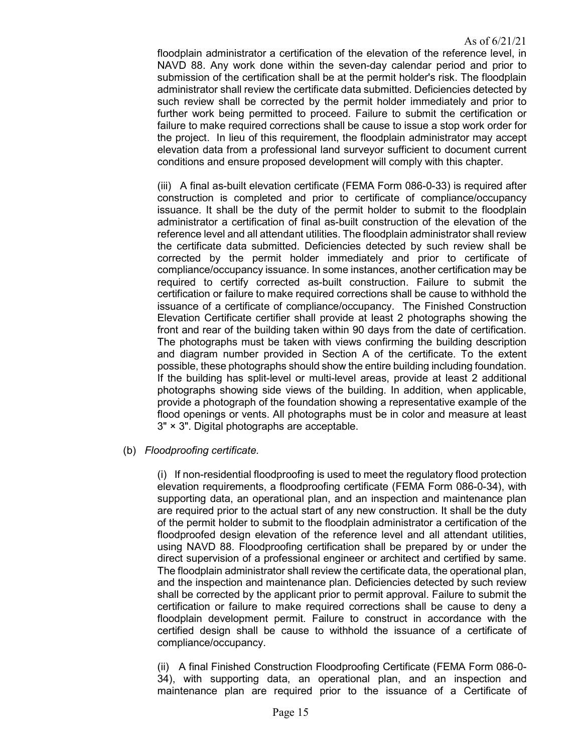floodplain administrator a certification of the elevation of the reference level, in NAVD 88. Any work done within the seven-day calendar period and prior to submission of the certification shall be at the permit holder's risk. The floodplain administrator shall review the certificate data submitted. Deficiencies detected by such review shall be corrected by the permit holder immediately and prior to further work being permitted to proceed. Failure to submit the certification or failure to make required corrections shall be cause to issue a stop work order for the project. In lieu of this requirement, the floodplain administrator may accept elevation data from a professional land surveyor sufficient to document current conditions and ensure proposed development will comply with this chapter.

(iii) A final as-built elevation certificate (FEMA Form 086-0-33) is required after construction is completed and prior to certificate of compliance/occupancy issuance. It shall be the duty of the permit holder to submit to the floodplain administrator a certification of final as-built construction of the elevation of the reference level and all attendant utilities. The floodplain administrator shall review the certificate data submitted. Deficiencies detected by such review shall be corrected by the permit holder immediately and prior to certificate of compliance/occupancy issuance. In some instances, another certification may be required to certify corrected as-built construction. Failure to submit the certification or failure to make required corrections shall be cause to withhold the issuance of a certificate of compliance/occupancy. The Finished Construction Elevation Certificate certifier shall provide at least 2 photographs showing the front and rear of the building taken within 90 days from the date of certification. The photographs must be taken with views confirming the building description and diagram number provided in Section A of the certificate. To the extent possible, these photographs should show the entire building including foundation. If the building has split-level or multi-level areas, provide at least 2 additional photographs showing side views of the building. In addition, when applicable, provide a photograph of the foundation showing a representative example of the flood openings or vents. All photographs must be in color and measure at least 3" × 3". Digital photographs are acceptable.

(b) *Floodproofing certificate.*

(i) If non-residential floodproofing is used to meet the regulatory flood protection elevation requirements, a floodproofing certificate (FEMA Form 086-0-34), with supporting data, an operational plan, and an inspection and maintenance plan are required prior to the actual start of any new construction. It shall be the duty of the permit holder to submit to the floodplain administrator a certification of the floodproofed design elevation of the reference level and all attendant utilities, using NAVD 88. Floodproofing certification shall be prepared by or under the direct supervision of a professional engineer or architect and certified by same. The floodplain administrator shall review the certificate data, the operational plan, and the inspection and maintenance plan. Deficiencies detected by such review shall be corrected by the applicant prior to permit approval. Failure to submit the certification or failure to make required corrections shall be cause to deny a floodplain development permit. Failure to construct in accordance with the certified design shall be cause to withhold the issuance of a certificate of compliance/occupancy.

(ii) A final Finished Construction Floodproofing Certificate (FEMA Form 086-0-34), with supporting data, an operational plan, and an inspection and maintenance plan are required prior to the issuance of a Certificate of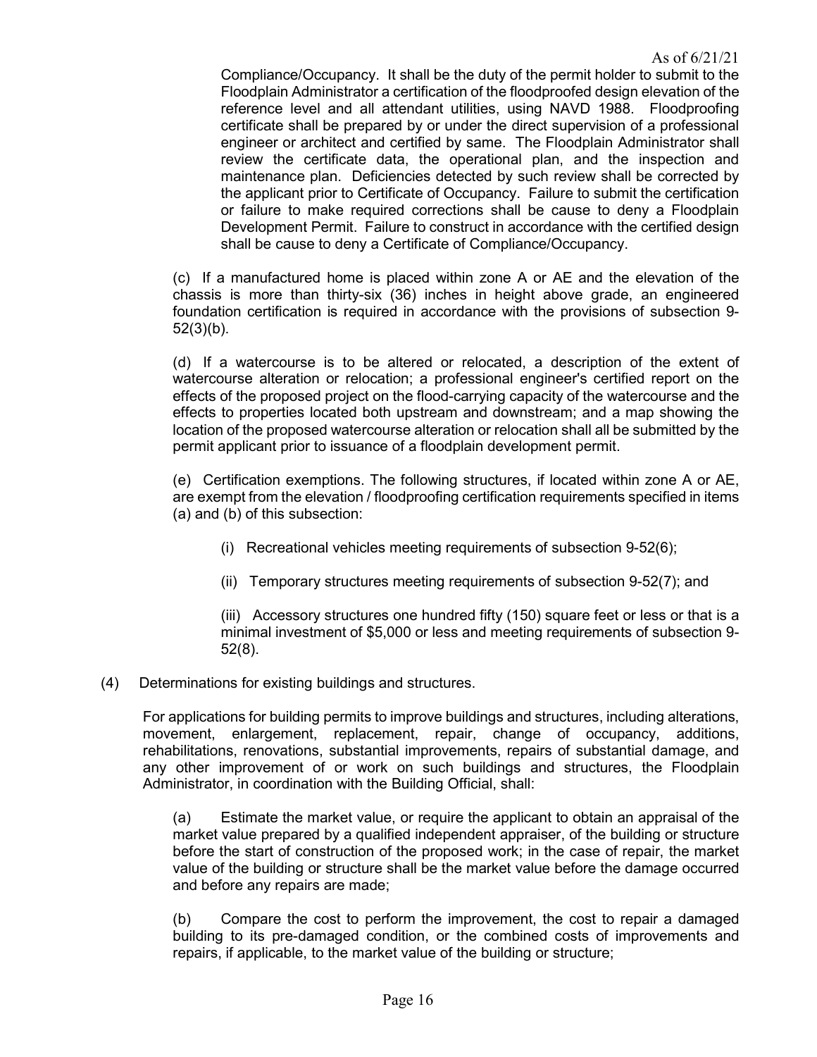Compliance/Occupancy. It shall be the duty of the permit holder to submit to the Floodplain Administrator a certification of the floodproofed design elevation of the reference level and all attendant utilities, using NAVD 1988. Floodproofing certificate shall be prepared by or under the direct supervision of a professional engineer or architect and certified by same. The Floodplain Administrator shall review the certificate data, the operational plan, and the inspection and maintenance plan. Deficiencies detected by such review shall be corrected by the applicant prior to Certificate of Occupancy. Failure to submit the certification or failure to make required corrections shall be cause to deny a Floodplain Development Permit. Failure to construct in accordance with the certified design shall be cause to deny a Certificate of Compliance/Occupancy.

(c) If a manufactured home is placed within zone A or AE and the elevation of the chassis is more than thirty-six (36) inches in height above grade, an engineered foundation certification is required in accordance with the provisions of subsection 9-52(3)(b).

(d) If a watercourse is to be altered or relocated, a description of the extent of watercourse alteration or relocation; a professional engineer's certified report on the effects of the proposed project on the flood-carrying capacity of the watercourse and the effects to properties located both upstream and downstream; and a map showing the location of the proposed watercourse alteration or relocation shall all be submitted by the permit applicant prior to issuance of a floodplain development permit.

(e) Certification exemptions. The following structures, if located within zone A or AE, are exempt from the elevation / floodproofing certification requirements specified in items (a) and (b) of this subsection:

(i) Recreational vehicles meeting requirements of subsection 9-52(6);

(ii) Temporary structures meeting requirements of subsection 9-52(7); and

(iii) Accessory structures one hundred fifty (150) square feet or less or that is a minimal investment of $5,000 or less and meeting requirements of subsection 9-52(8).

(4) Determinations for existing buildings and structures.

For applications for building permits to improve buildings and structures, including alterations, movement, enlargement, replacement, repair, change of occupancy, additions, rehabilitations, renovations, substantial improvements, repairs of substantial damage, and any other improvement of or work on such buildings and structures, the Floodplain Administrator, in coordination with the Building Official, shall:

(a) Estimate the market value, or require the applicant to obtain an appraisal of the market value prepared by a qualified independent appraiser, of the building or structure before the start of construction of the proposed work; in the case of repair, the market value of the building or structure shall be the market value before the damage occurred and before any repairs are made;

(b) Compare the cost to perform the improvement, the cost to repair a damaged building to its pre-damaged condition, or the combined costs of improvements and repairs, if applicable, to the market value of the building or structure;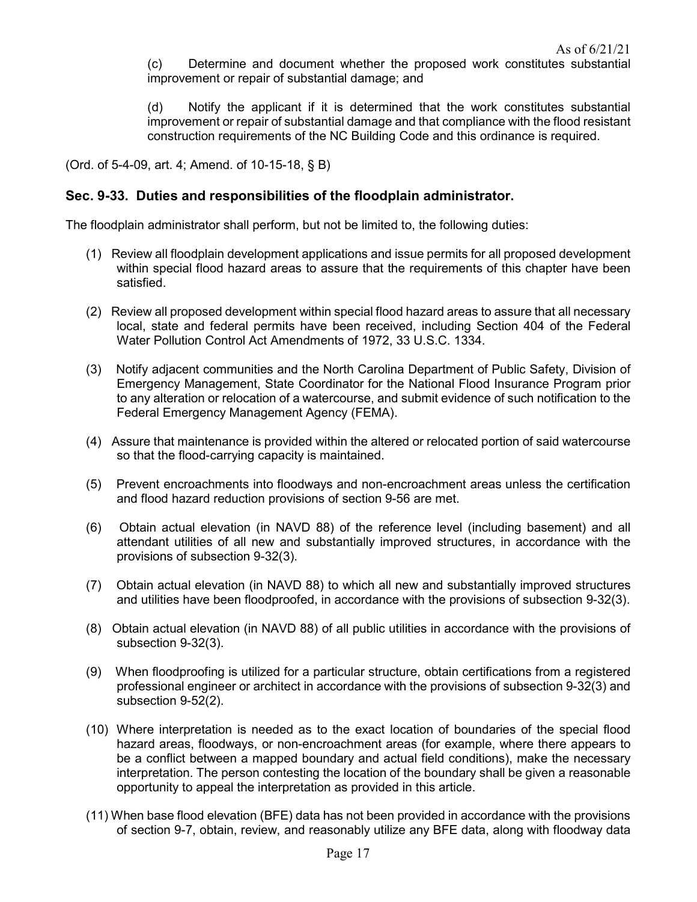(c) Determine and document whether the proposed work constitutes substantial improvement or repair of substantial damage; and

(d) Notify the applicant if it is determined that the work constitutes substantial improvement or repair of substantial damage and that compliance with the flood resistant construction requirements of the NC Building Code and this ordinance is required.

(Ord. of 5-4-09, art. 4; Amend. of 10-15-18, § B)

## Sec. 9-33. Duties and responsibilities of the floodplain administrator.

The floodplain administrator shall perform, but not be limited to, the following duties:

(1) Review all floodplain development applications and issue permits for all proposed development within special flood hazard areas to assure that the requirements of this chapter have been satisfied.

(2) Review all proposed development within special flood hazard areas to assure that all necessary local, state and federal permits have been received, including Section 404 of the Federal Water Pollution Control Act Amendments of 1972, 33 U.S.C. 1334.

(3) Notify adjacent communities and the North Carolina Department of Public Safety, Division of Emergency Management, State Coordinator for the National Flood Insurance Program prior to any alteration or relocation of a watercourse, and submit evidence of such notification to the Federal Emergency Management Agency (FEMA).

(4) Assure that maintenance is provided within the altered or relocated portion of said watercourse so that the flood-carrying capacity is maintained.

(5) Prevent encroachments into floodways and non-encroachment areas unless the certification and flood hazard reduction provisions of section 9-56 are met.

(6) Obtain actual elevation (in NAVD 88) of the reference level (including basement) and all attendant utilities of all new and substantially improved structures, in accordance with the provisions of subsection 9-32(3).

(7) Obtain actual elevation (in NAVD 88) to which all new and substantially improved structures and utilities have been floodproofed, in accordance with the provisions of subsection 9-32(3).

(8) Obtain actual elevation (in NAVD 88) of all public utilities in accordance with the provisions of subsection 9-32(3).

(9) When floodproofing is utilized for a particular structure, obtain certifications from a registered professional engineer or architect in accordance with the provisions of subsection 9-32(3) and subsection 9-52(2).

(10) Where interpretation is needed as to the exact location of boundaries of the special flood hazard areas, floodways, or non-encroachment areas (for example, where there appears to be a conflict between a mapped boundary and actual field conditions), make the necessary interpretation. The person contesting the location of the boundary shall be given a reasonable opportunity to appeal the interpretation as provided in this article.

(11) When base flood elevation (BFE) data has not been provided in accordance with the provisions of section 9-7, obtain, review, and reasonably utilize any BFE data, along with floodway data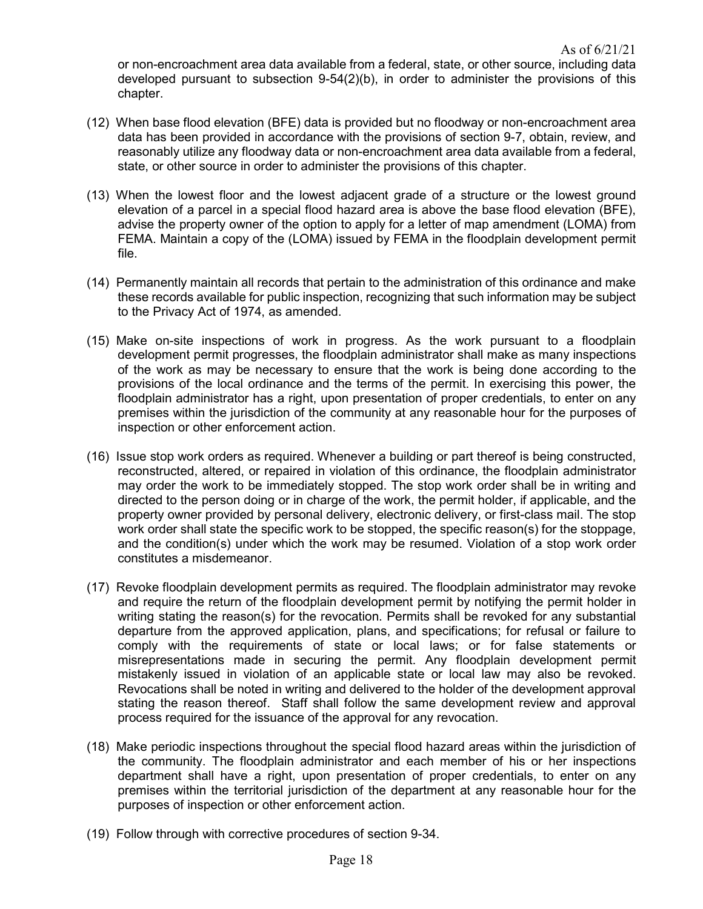or non-encroachment area data available from a federal, state, or other source, including data developed pursuant to subsection 9-54(2)(b), in order to administer the provisions of this chapter.

(12) When base flood elevation (BFE) data is provided but no floodway or non-encroachment area data has been provided in accordance with the provisions of section 9-7, obtain, review, and reasonably utilize any floodway data or non-encroachment area data available from a federal, state, or other source in order to administer the provisions of this chapter.

(13) When the lowest floor and the lowest adjacent grade of a structure or the lowest ground elevation of a parcel in a special flood hazard area is above the base flood elevation (BFE), advise the property owner of the option to apply for a letter of map amendment (LOMA) from FEMA. Maintain a copy of the (LOMA) issued by FEMA in the floodplain development permit file.

(14) Permanently maintain all records that pertain to the administration of this ordinance and make these records available for public inspection, recognizing that such information may be subject to the Privacy Act of 1974, as amended.

(15) Make on-site inspections of work in progress. As the work pursuant to a floodplain development permit progresses, the floodplain administrator shall make as many inspections of the work as may be necessary to ensure that the work is being done according to the provisions of the local ordinance and the terms of the permit. In exercising this power, the floodplain administrator has a right, upon presentation of proper credentials, to enter on any premises within the jurisdiction of the community at any reasonable hour for the purposes of inspection or other enforcement action.

(16) Issue stop work orders as required. Whenever a building or part thereof is being constructed, reconstructed, altered, or repaired in violation of this ordinance, the floodplain administrator may order the work to be immediately stopped. The stop work order shall be in writing and directed to the person doing or in charge of the work, the permit holder, if applicable, and the property owner provided by personal delivery, electronic delivery, or first-class mail. The stop work order shall state the specific work to be stopped, the specific reason(s) for the stoppage, and the condition(s) under which the work may be resumed. Violation of a stop work order constitutes a misdemeanor.

(17) Revoke floodplain development permits as required. The floodplain administrator may revoke and require the return of the floodplain development permit by notifying the permit holder in writing stating the reason(s) for the revocation. Permits shall be revoked for any substantial departure from the approved application, plans, and specifications; for refusal or failure to comply with the requirements of state or local laws; or for false statements or misrepresentations made in securing the permit. Any floodplain development permit mistakenly issued in violation of an applicable state or local law may also be revoked. Revocations shall be noted in writing and delivered to the holder of the development approval stating the reason thereof. Staff shall follow the same development review and approval process required for the issuance of the approval for any revocation.

(18) Make periodic inspections throughout the special flood hazard areas within the jurisdiction of the community. The floodplain administrator and each member of his or her inspections department shall have a right, upon presentation of proper credentials, to enter on any premises within the territorial jurisdiction of the department at any reasonable hour for the purposes of inspection or other enforcement action.

(19) Follow through with corrective procedures of section 9-34.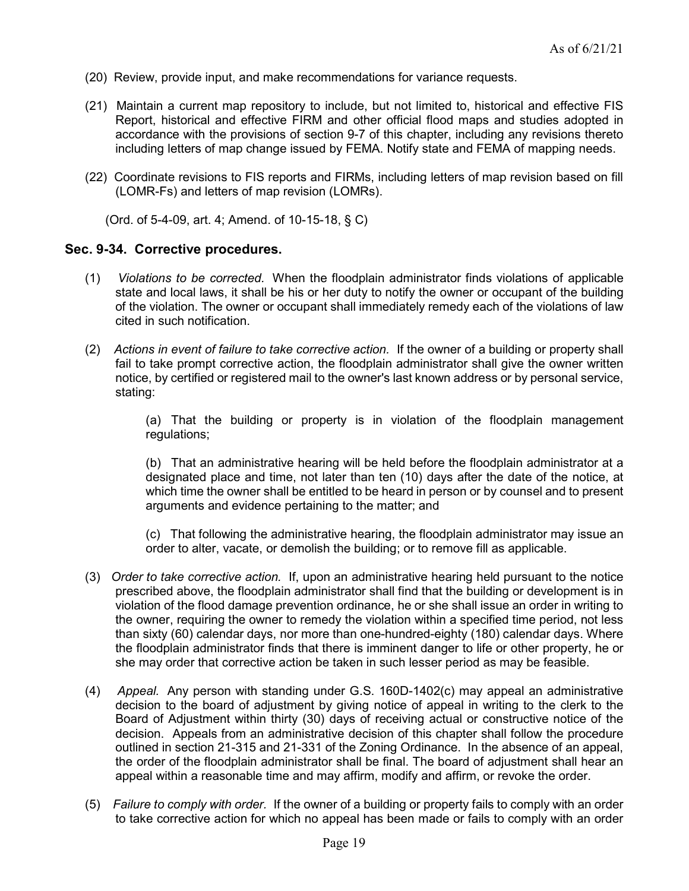(20) Review, provide input, and make recommendations for variance requests.

(21) Maintain a current map repository to include, but not limited to, historical and effective FIS Report, historical and effective FIRM and other official flood maps and studies adopted in accordance with the provisions of section 9-7 of this chapter, including any revisions thereto including letters of map change issued by FEMA. Notify state and FEMA of mapping needs.

(22) Coordinate revisions to FIS reports and FIRMs, including letters of map revision based on fill (LOMR-Fs) and letters of map revision (LOMRs).

(Ord. of 5-4-09, art. 4; Amend. of 10-15-18, § C)

## Sec. 9-34. Corrective procedures.

(1) *Violations to be corrected.* When the floodplain administrator finds violations of applicable state and local laws, it shall be his or her duty to notify the owner or occupant of the building of the violation. The owner or occupant shall immediately remedy each of the violations of law cited in such notification.

(2) *Actions in event of failure to take corrective action.* If the owner of a building or property shall fail to take prompt corrective action, the floodplain administrator shall give the owner written notice, by certified or registered mail to the owner's last known address or by personal service, stating:

(a) That the building or property is in violation of the floodplain management regulations;

(b) That an administrative hearing will be held before the floodplain administrator at a designated place and time, not later than ten (10) days after the date of the notice, at which time the owner shall be entitled to be heard in person or by counsel and to present arguments and evidence pertaining to the matter; and

(c) That following the administrative hearing, the floodplain administrator may issue an order to alter, vacate, or demolish the building; or to remove fill as applicable.

(3) *Order to take corrective action.* If, upon an administrative hearing held pursuant to the notice prescribed above, the floodplain administrator shall find that the building or development is in violation of the flood damage prevention ordinance, he or she shall issue an order in writing to the owner, requiring the owner to remedy the violation within a specified time period, not less than sixty (60) calendar days, nor more than one-hundred-eighty (180) calendar days. Where the floodplain administrator finds that there is imminent danger to life or other property, he or she may order that corrective action be taken in such lesser period as may be feasible.

(4) *Appeal.* Any person with standing under G.S. 160D-1402(c) may appeal an administrative decision to the board of adjustment by giving notice of appeal in writing to the clerk to the Board of Adjustment within thirty (30) days of receiving actual or constructive notice of the decision. Appeals from an administrative decision of this chapter shall follow the procedure outlined in section 21-315 and 21-331 of the Zoning Ordinance. In the absence of an appeal, the order of the floodplain administrator shall be final. The board of adjustment shall hear an appeal within a reasonable time and may affirm, modify and affirm, or revoke the order.

(5) *Failure to comply with order.* If the owner of a building or property fails to comply with an order to take corrective action for which no appeal has been made or fails to comply with an order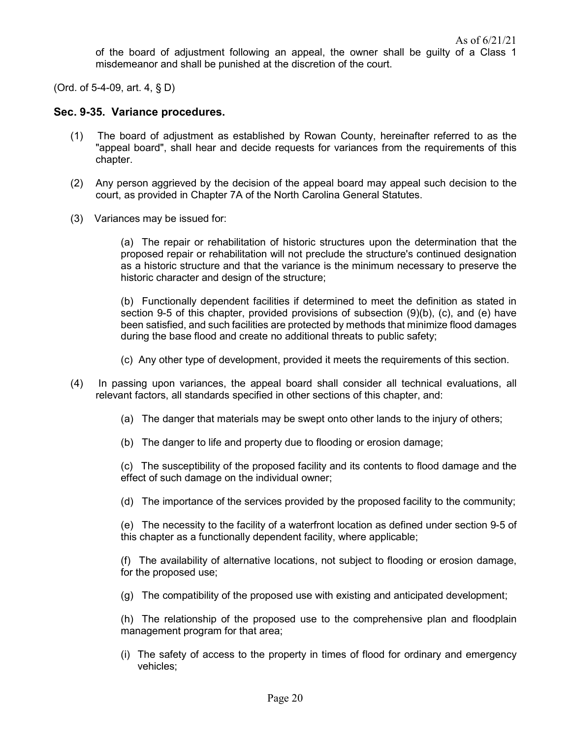of the board of adjustment following an appeal, the owner shall be guilty of a Class 1 misdemeanor and shall be punished at the discretion of the court.

(Ord. of 5-4-09, art. 4, § D)

### Sec. 9-35. Variance procedures.

(1) The board of adjustment as established by Rowan County, hereinafter referred to as the "appeal board", shall hear and decide requests for variances from the requirements of this chapter.

(2) Any person aggrieved by the decision of the appeal board may appeal such decision to the court, as provided in Chapter 7A of the North Carolina General Statutes.

(3) Variances may be issued for:

(a) The repair or rehabilitation of historic structures upon the determination that the proposed repair or rehabilitation will not preclude the structure's continued designation as a historic structure and that the variance is the minimum necessary to preserve the historic character and design of the structure;

(b) Functionally dependent facilities if determined to meet the definition as stated in section 9-5 of this chapter, provided provisions of subsection (9)(b), (c), and (e) have been satisfied, and such facilities are protected by methods that minimize flood damages during the base flood and create no additional threats to public safety;

(c) Any other type of development, provided it meets the requirements of this section.

(4) In passing upon variances, the appeal board shall consider all technical evaluations, all relevant factors, all standards specified in other sections of this chapter, and:

(a) The danger that materials may be swept onto other lands to the injury of others;

(b) The danger to life and property due to flooding or erosion damage;

(c) The susceptibility of the proposed facility and its contents to flood damage and the effect of such damage on the individual owner;

(d) The importance of the services provided by the proposed facility to the community;

(e) The necessity to the facility of a waterfront location as defined under section 9-5 of this chapter as a functionally dependent facility, where applicable;

(f) The availability of alternative locations, not subject to flooding or erosion damage, for the proposed use;

(g) The compatibility of the proposed use with existing and anticipated development;

(h) The relationship of the proposed use to the comprehensive plan and floodplain management program for that area;

(i) The safety of access to the property in times of flood for ordinary and emergency vehicles;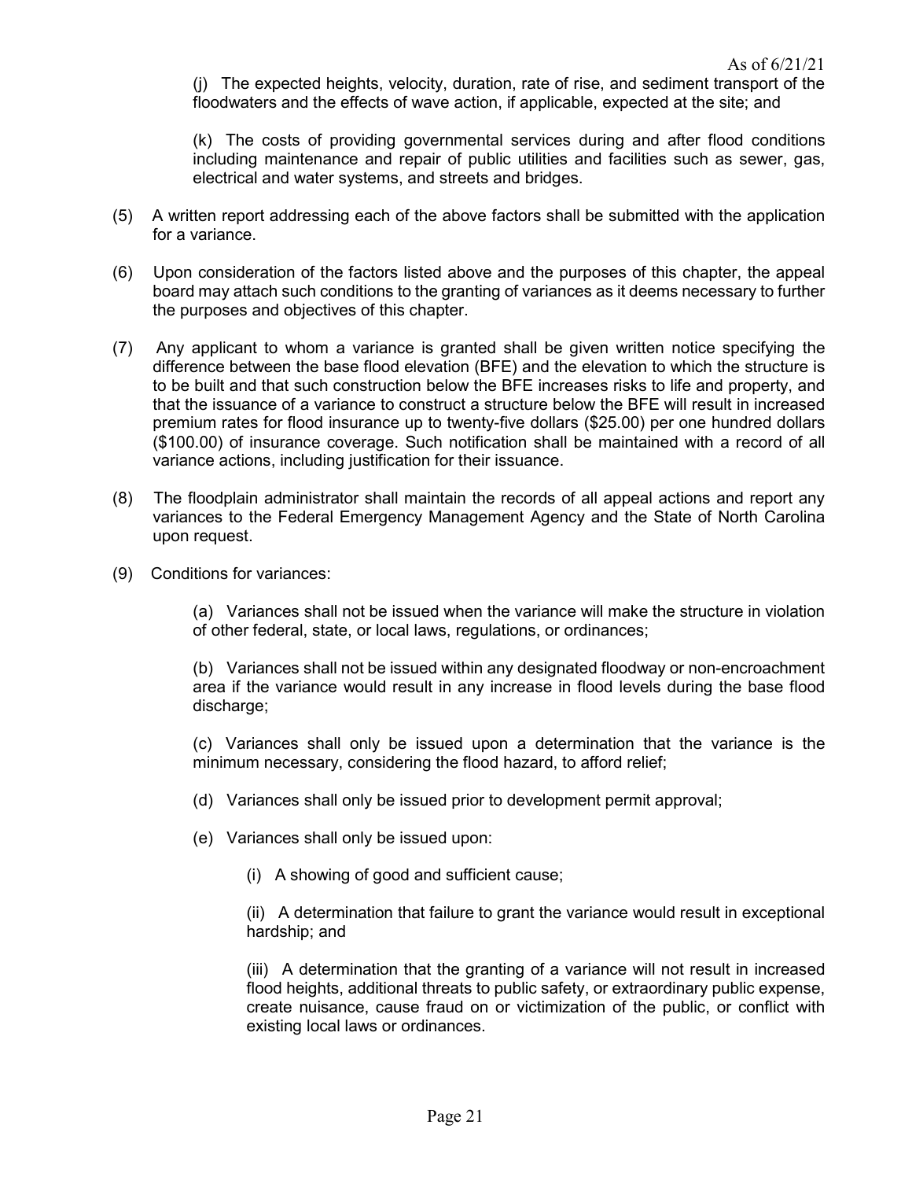(j) The expected heights, velocity, duration, rate of rise, and sediment transport of the floodwaters and the effects of wave action, if applicable, expected at the site; and

(k) The costs of providing governmental services during and after flood conditions including maintenance and repair of public utilities and facilities such as sewer, gas, electrical and water systems, and streets and bridges.

(5) A written report addressing each of the above factors shall be submitted with the application for a variance.

(6) Upon consideration of the factors listed above and the purposes of this chapter, the appeal board may attach such conditions to the granting of variances as it deems necessary to further the purposes and objectives of this chapter.

(7) Any applicant to whom a variance is granted shall be given written notice specifying the difference between the base flood elevation (BFE) and the elevation to which the structure is to be built and that such construction below the BFE increases risks to life and property, and that the issuance of a variance to construct a structure below the BFE will result in increased premium rates for flood insurance up to twenty-five dollars ($25.00) per one hundred dollars ($100.00) of insurance coverage. Such notification shall be maintained with a record of all variance actions, including justification for their issuance.

(8) The floodplain administrator shall maintain the records of all appeal actions and report any variances to the Federal Emergency Management Agency and the State of North Carolina upon request.

(9) Conditions for variances:

(a) Variances shall not be issued when the variance will make the structure in violation of other federal, state, or local laws, regulations, or ordinances;

(b) Variances shall not be issued within any designated floodway or non-encroachment area if the variance would result in any increase in flood levels during the base flood discharge;

(c) Variances shall only be issued upon a determination that the variance is the minimum necessary, considering the flood hazard, to afford relief;

(d) Variances shall only be issued prior to development permit approval;

(e) Variances shall only be issued upon:

(i) A showing of good and sufficient cause;

(ii) A determination that failure to grant the variance would result in exceptional hardship; and

(iii) A determination that the granting of a variance will not result in increased flood heights, additional threats to public safety, or extraordinary public expense, create nuisance, cause fraud on or victimization of the public, or conflict with existing local laws or ordinances.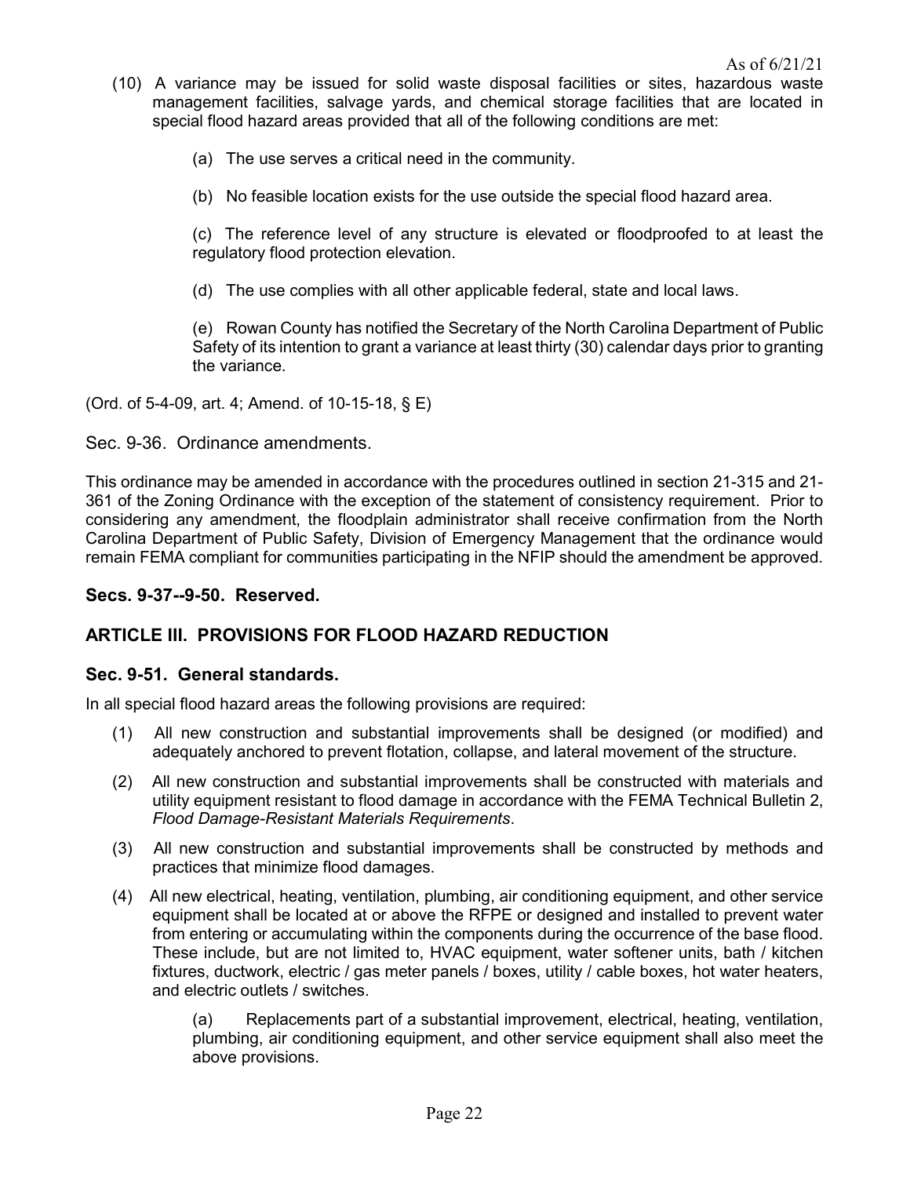(10) A variance may be issued for solid waste disposal facilities or sites, hazardous waste management facilities, salvage yards, and chemical storage facilities that are located in special flood hazard areas provided that all of the following conditions are met:

   (a) The use serves a critical need in the community.

   (b) No feasible location exists for the use outside the special flood hazard area.

   (c) The reference level of any structure is elevated or floodproofed to at least the regulatory flood protection elevation.

   (d) The use complies with all other applicable federal, state and local laws.

   (e) Rowan County has notified the Secretary of the North Carolina Department of Public Safety of its intention to grant a variance at least thirty (30) calendar days prior to granting the variance.

(Ord. of 5-4-09, art. 4; Amend. of 10-15-18, § E)

Sec. 9-36. Ordinance amendments.

This ordinance may be amended in accordance with the procedures outlined in section 21-315 and 21-361 of the Zoning Ordinance with the exception of the statement of consistency requirement. Prior to considering any amendment, the floodplain administrator shall receive confirmation from the North Carolina Department of Public Safety, Division of Emergency Management that the ordinance would remain FEMA compliant for communities participating in the NFIP should the amendment be approved.

### Secs. 9-37--9-50. Reserved.

## ARTICLE III. PROVISIONS FOR FLOOD HAZARD REDUCTION

### Sec. 9-51. General standards.

In all special flood hazard areas the following provisions are required:

(1) All new construction and substantial improvements shall be designed (or modified) and adequately anchored to prevent flotation, collapse, and lateral movement of the structure.

(2) All new construction and substantial improvements shall be constructed with materials and utility equipment resistant to flood damage in accordance with the FEMA Technical Bulletin 2, *Flood Damage-Resistant Materials Requirements*.

(3) All new construction and substantial improvements shall be constructed by methods and practices that minimize flood damages.

(4) All new electrical, heating, ventilation, plumbing, air conditioning equipment, and other service equipment shall be located at or above the RFPE or designed and installed to prevent water from entering or accumulating within the components during the occurrence of the base flood. These include, but are not limited to, HVAC equipment, water softener units, bath / kitchen fixtures, ductwork, electric / gas meter panels / boxes, utility / cable boxes, hot water heaters, and electric outlets / switches.

   (a) Replacements part of a substantial improvement, electrical, heating, ventilation, plumbing, air conditioning equipment, and other service equipment shall also meet the above provisions.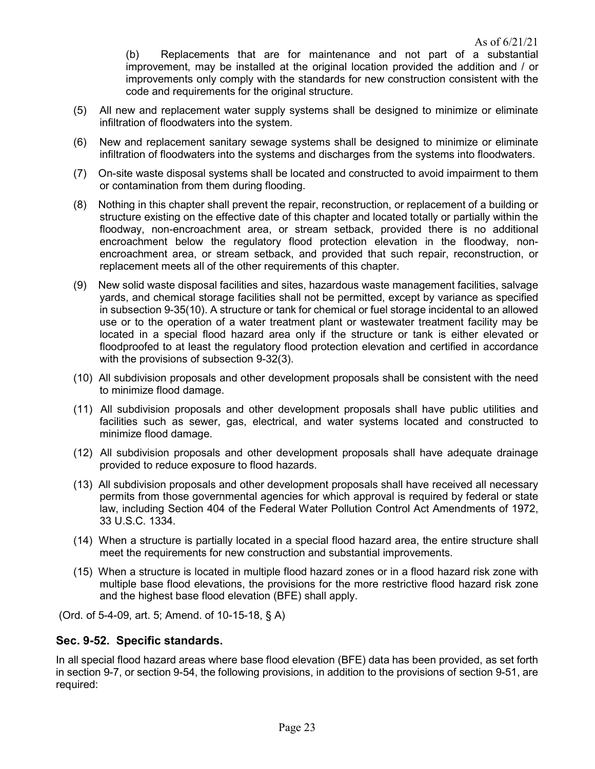(b) Replacements that are for maintenance and not part of a substantial improvement, may be installed at the original location provided the addition and / or improvements only comply with the standards for new construction consistent with the code and requirements for the original structure.

(5) All new and replacement water supply systems shall be designed to minimize or eliminate infiltration of floodwaters into the system.

(6) New and replacement sanitary sewage systems shall be designed to minimize or eliminate infiltration of floodwaters into the systems and discharges from the systems into floodwaters.

(7) On-site waste disposal systems shall be located and constructed to avoid impairment to them or contamination from them during flooding.

(8) Nothing in this chapter shall prevent the repair, reconstruction, or replacement of a building or structure existing on the effective date of this chapter and located totally or partially within the floodway, non-encroachment area, or stream setback, provided there is no additional encroachment below the regulatory flood protection elevation in the floodway, non-encroachment area, or stream setback, and provided that such repair, reconstruction, or replacement meets all of the other requirements of this chapter.

(9) New solid waste disposal facilities and sites, hazardous waste management facilities, salvage yards, and chemical storage facilities shall not be permitted, except by variance as specified in subsection 9-35(10). A structure or tank for chemical or fuel storage incidental to an allowed use or to the operation of a water treatment plant or wastewater treatment facility may be located in a special flood hazard area only if the structure or tank is either elevated or floodproofed to at least the regulatory flood protection elevation and certified in accordance with the provisions of subsection 9-32(3).

(10) All subdivision proposals and other development proposals shall be consistent with the need to minimize flood damage.

(11) All subdivision proposals and other development proposals shall have public utilities and facilities such as sewer, gas, electrical, and water systems located and constructed to minimize flood damage.

(12) All subdivision proposals and other development proposals shall have adequate drainage provided to reduce exposure to flood hazards.

(13) All subdivision proposals and other development proposals shall have received all necessary permits from those governmental agencies for which approval is required by federal or state law, including Section 404 of the Federal Water Pollution Control Act Amendments of 1972, 33 U.S.C. 1334.

(14) When a structure is partially located in a special flood hazard area, the entire structure shall meet the requirements for new construction and substantial improvements.

(15) When a structure is located in multiple flood hazard zones or in a flood hazard risk zone with multiple base flood elevations, the provisions for the more restrictive flood hazard risk zone and the highest base flood elevation (BFE) shall apply.

(Ord. of 5-4-09, art. 5; Amend. of 10-15-18, § A)

## Sec. 9-52. Specific standards.

In all special flood hazard areas where base flood elevation (BFE) data has been provided, as set forth in section 9-7, or section 9-54, the following provisions, in addition to the provisions of section 9-51, are required: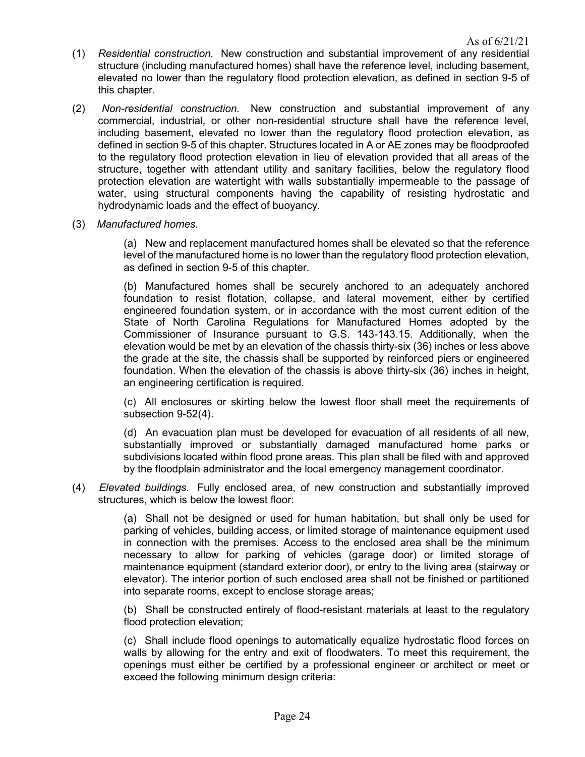(1) *Residential construction.* New construction and substantial improvement of any residential structure (including manufactured homes) shall have the reference level, including basement, elevated no lower than the regulatory flood protection elevation, as defined in section 9-5 of this chapter.

(2) *Non-residential construction.* New construction and substantial improvement of any commercial, industrial, or other non-residential structure shall have the reference level, including basement, elevated no lower than the regulatory flood protection elevation, as defined in section 9-5 of this chapter. Structures located in A or AE zones may be floodproofed to the regulatory flood protection elevation in lieu of elevation provided that all areas of the structure, together with attendant utility and sanitary facilities, below the regulatory flood protection elevation are watertight with walls substantially impermeable to the passage of water, using structural components having the capability of resisting hydrostatic and hydrodynamic loads and the effect of buoyancy.

(3) *Manufactured homes.*

(a) New and replacement manufactured homes shall be elevated so that the reference level of the manufactured home is no lower than the regulatory flood protection elevation, as defined in section 9-5 of this chapter.

(b) Manufactured homes shall be securely anchored to an adequately anchored foundation to resist flotation, collapse, and lateral movement, either by certified engineered foundation system, or in accordance with the most current edition of the State of North Carolina Regulations for Manufactured Homes adopted by the Commissioner of Insurance pursuant to G.S. 143-143.15. Additionally, when the elevation would be met by an elevation of the chassis thirty-six (36) inches or less above the grade at the site, the chassis shall be supported by reinforced piers or engineered foundation. When the elevation of the chassis is above thirty-six (36) inches in height, an engineering certification is required.

(c) All enclosures or skirting below the lowest floor shall meet the requirements of subsection 9-52(4).

(d) An evacuation plan must be developed for evacuation of all residents of all new, substantially improved or substantially damaged manufactured home parks or subdivisions located within flood prone areas. This plan shall be filed with and approved by the floodplain administrator and the local emergency management coordinator.

(4) *Elevated buildings*. Fully enclosed area, of new construction and substantially improved structures, which is below the lowest floor:

(a) Shall not be designed or used for human habitation, but shall only be used for parking of vehicles, building access, or limited storage of maintenance equipment used in connection with the premises. Access to the enclosed area shall be the minimum necessary to allow for parking of vehicles (garage door) or limited storage of maintenance equipment (standard exterior door), or entry to the living area (stairway or elevator). The interior portion of such enclosed area shall not be finished or partitioned into separate rooms, except to enclose storage areas;

(b) Shall be constructed entirely of flood-resistant materials at least to the regulatory flood protection elevation;

(c) Shall include flood openings to automatically equalize hydrostatic flood forces on walls by allowing for the entry and exit of floodwaters. To meet this requirement, the openings must either be certified by a professional engineer or architect or meet or exceed the following minimum design criteria: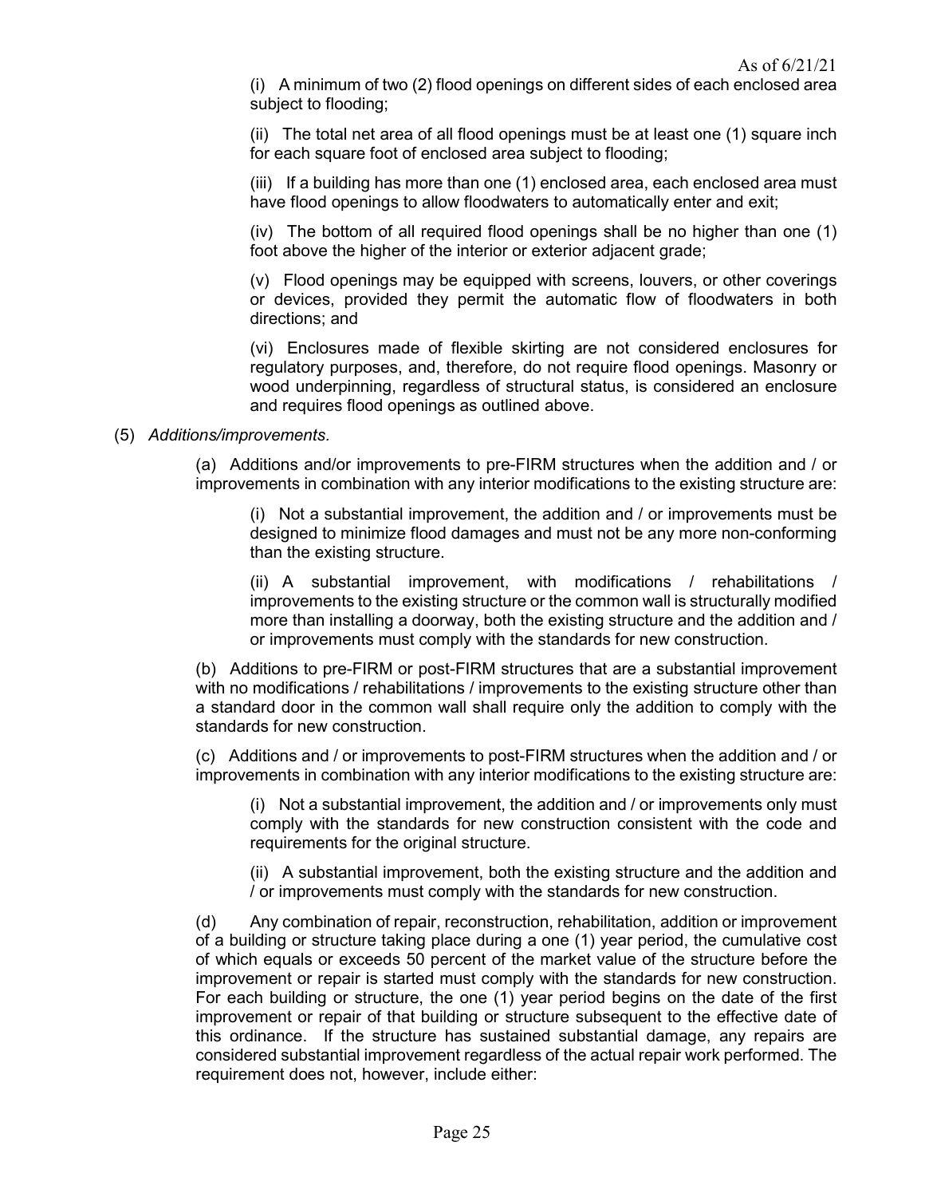(i) A minimum of two (2) flood openings on different sides of each enclosed area subject to flooding;

(ii) The total net area of all flood openings must be at least one (1) square inch for each square foot of enclosed area subject to flooding;

(iii) If a building has more than one (1) enclosed area, each enclosed area must have flood openings to allow floodwaters to automatically enter and exit;

(iv) The bottom of all required flood openings shall be no higher than one (1) foot above the higher of the interior or exterior adjacent grade;

(v) Flood openings may be equipped with screens, louvers, or other coverings or devices, provided they permit the automatic flow of floodwaters in both directions; and

(vi) Enclosures made of flexible skirting are not considered enclosures for regulatory purposes, and, therefore, do not require flood openings. Masonry or wood underpinning, regardless of structural status, is considered an enclosure and requires flood openings as outlined above.

(5) *Additions/improvements.*

(a) Additions and/or improvements to pre-FIRM structures when the addition and / or improvements in combination with any interior modifications to the existing structure are:

(i) Not a substantial improvement, the addition and / or improvements must be designed to minimize flood damages and must not be any more non-conforming than the existing structure.

(ii) A substantial improvement, with modifications / rehabilitations / improvements to the existing structure or the common wall is structurally modified more than installing a doorway, both the existing structure and the addition and / or improvements must comply with the standards for new construction.

(b) Additions to pre-FIRM or post-FIRM structures that are a substantial improvement with no modifications / rehabilitations / improvements to the existing structure other than a standard door in the common wall shall require only the addition to comply with the standards for new construction.

(c) Additions and / or improvements to post-FIRM structures when the addition and / or improvements in combination with any interior modifications to the existing structure are:

(i) Not a substantial improvement, the addition and / or improvements only must comply with the standards for new construction consistent with the code and requirements for the original structure.

(ii) A substantial improvement, both the existing structure and the addition and / or improvements must comply with the standards for new construction.

(d) Any combination of repair, reconstruction, rehabilitation, addition or improvement of a building or structure taking place during a one (1) year period, the cumulative cost of which equals or exceeds 50 percent of the market value of the structure before the improvement or repair is started must comply with the standards for new construction. For each building or structure, the one (1) year period begins on the date of the first improvement or repair of that building or structure subsequent to the effective date of this ordinance. If the structure has sustained substantial damage, any repairs are considered substantial improvement regardless of the actual repair work performed. The requirement does not, however, include either: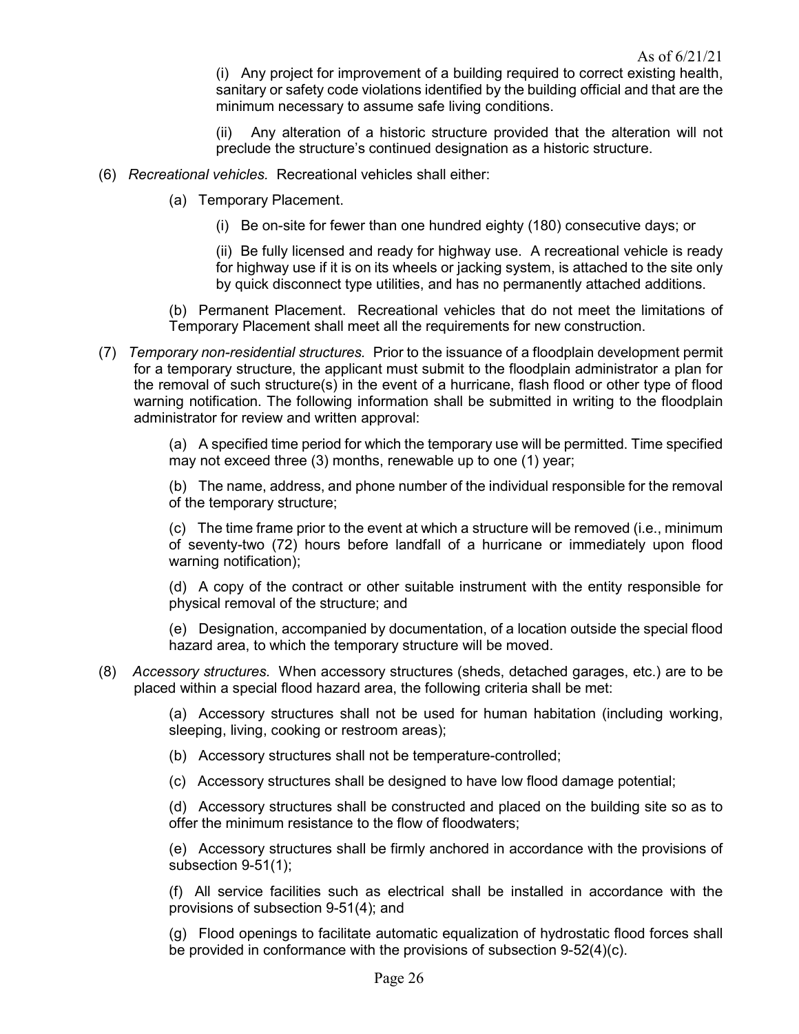(i) Any project for improvement of a building required to correct existing health, sanitary or safety code violations identified by the building official and that are the minimum necessary to assume safe living conditions.

(ii) Any alteration of a historic structure provided that the alteration will not preclude the structure's continued designation as a historic structure.

(6) *Recreational vehicles.* Recreational vehicles shall either:

(a) Temporary Placement.

(i) Be on-site for fewer than one hundred eighty (180) consecutive days; or

(ii) Be fully licensed and ready for highway use. A recreational vehicle is ready for highway use if it is on its wheels or jacking system, is attached to the site only by quick disconnect type utilities, and has no permanently attached additions.

(b) Permanent Placement. Recreational vehicles that do not meet the limitations of Temporary Placement shall meet all the requirements for new construction.

(7) *Temporary non-residential structures.* Prior to the issuance of a floodplain development permit for a temporary structure, the applicant must submit to the floodplain administrator a plan for the removal of such structure(s) in the event of a hurricane, flash flood or other type of flood warning notification. The following information shall be submitted in writing to the floodplain administrator for review and written approval:

(a) A specified time period for which the temporary use will be permitted. Time specified may not exceed three (3) months, renewable up to one (1) year;

(b) The name, address, and phone number of the individual responsible for the removal of the temporary structure;

(c) The time frame prior to the event at which a structure will be removed (i.e., minimum of seventy-two (72) hours before landfall of a hurricane or immediately upon flood warning notification);

(d) A copy of the contract or other suitable instrument with the entity responsible for physical removal of the structure; and

(e) Designation, accompanied by documentation, of a location outside the special flood hazard area, to which the temporary structure will be moved.

(8) *Accessory structures.* When accessory structures (sheds, detached garages, etc.) are to be placed within a special flood hazard area, the following criteria shall be met:

(a) Accessory structures shall not be used for human habitation (including working, sleeping, living, cooking or restroom areas);

(b) Accessory structures shall not be temperature-controlled;

(c) Accessory structures shall be designed to have low flood damage potential;

(d) Accessory structures shall be constructed and placed on the building site so as to offer the minimum resistance to the flow of floodwaters;

(e) Accessory structures shall be firmly anchored in accordance with the provisions of subsection 9-51(1);

(f) All service facilities such as electrical shall be installed in accordance with the provisions of subsection 9-51(4); and

(g) Flood openings to facilitate automatic equalization of hydrostatic flood forces shall be provided in conformance with the provisions of subsection 9-52(4)(c).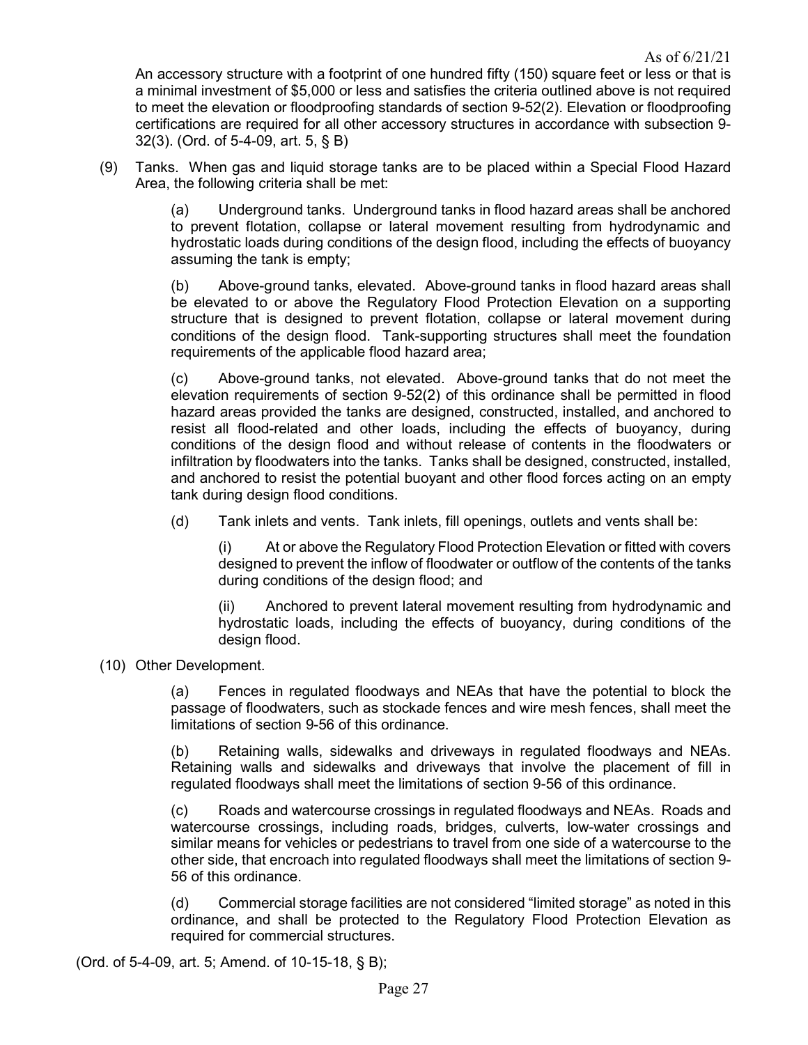An accessory structure with a footprint of one hundred fifty (150) square feet or less or that is a minimal investment of $5,000 or less and satisfies the criteria outlined above is not required to meet the elevation or floodproofing standards of section 9-52(2). Elevation or floodproofing certifications are required for all other accessory structures in accordance with subsection 9-32(3). (Ord. of 5-4-09, art. 5, § B)

(9) Tanks. When gas and liquid storage tanks are to be placed within a Special Flood Hazard Area, the following criteria shall be met:

(a) Underground tanks. Underground tanks in flood hazard areas shall be anchored to prevent flotation, collapse or lateral movement resulting from hydrodynamic and hydrostatic loads during conditions of the design flood, including the effects of buoyancy assuming the tank is empty;

(b) Above-ground tanks, elevated. Above-ground tanks in flood hazard areas shall be elevated to or above the Regulatory Flood Protection Elevation on a supporting structure that is designed to prevent flotation, collapse or lateral movement during conditions of the design flood. Tank-supporting structures shall meet the foundation requirements of the applicable flood hazard area;

(c) Above-ground tanks, not elevated. Above-ground tanks that do not meet the elevation requirements of section 9-52(2) of this ordinance shall be permitted in flood hazard areas provided the tanks are designed, constructed, installed, and anchored to resist all flood-related and other loads, including the effects of buoyancy, during conditions of the design flood and without release of contents in the floodwaters or infiltration by floodwaters into the tanks. Tanks shall be designed, constructed, installed, and anchored to resist the potential buoyant and other flood forces acting on an empty tank during design flood conditions.

(d) Tank inlets and vents. Tank inlets, fill openings, outlets and vents shall be:

(i) At or above the Regulatory Flood Protection Elevation or fitted with covers designed to prevent the inflow of floodwater or outflow of the contents of the tanks during conditions of the design flood; and

(ii) Anchored to prevent lateral movement resulting from hydrodynamic and hydrostatic loads, including the effects of buoyancy, during conditions of the design flood.

(10) Other Development.

(a) Fences in regulated floodways and NEAs that have the potential to block the passage of floodwaters, such as stockade fences and wire mesh fences, shall meet the limitations of section 9-56 of this ordinance.

(b) Retaining walls, sidewalks and driveways in regulated floodways and NEAs. Retaining walls and sidewalks and driveways that involve the placement of fill in regulated floodways shall meet the limitations of section 9-56 of this ordinance.

(c) Roads and watercourse crossings in regulated floodways and NEAs. Roads and watercourse crossings, including roads, bridges, culverts, low-water crossings and similar means for vehicles or pedestrians to travel from one side of a watercourse to the other side, that encroach into regulated floodways shall meet the limitations of section 9-56 of this ordinance.

(d) Commercial storage facilities are not considered "limited storage" as noted in this ordinance, and shall be protected to the Regulatory Flood Protection Elevation as required for commercial structures.

(Ord. of 5-4-09, art. 5; Amend. of 10-15-18, § B);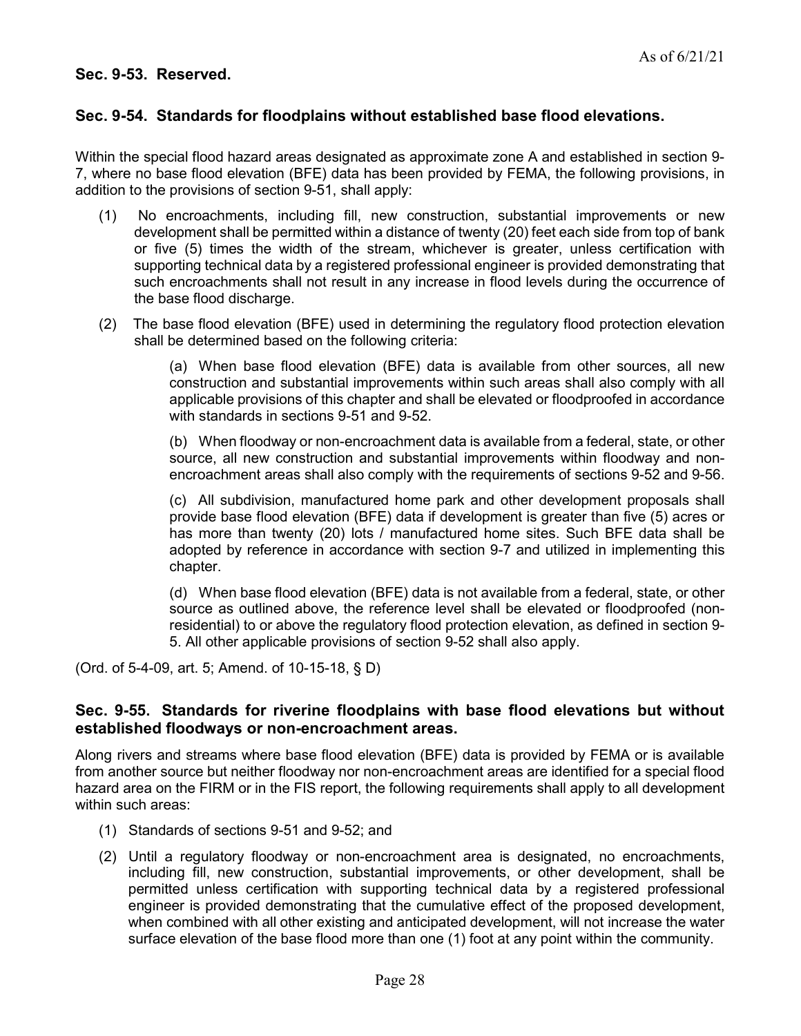**Sec. 9-53. Reserved.**

**Sec. 9-54. Standards for floodplains without established base flood elevations.**

Within the special flood hazard areas designated as approximate zone A and established in section 9-7, where no base flood elevation (BFE) data has been provided by FEMA, the following provisions, in addition to the provisions of section 9-51, shall apply:

(1) No encroachments, including fill, new construction, substantial improvements or new development shall be permitted within a distance of twenty (20) feet each side from top of bank or five (5) times the width of the stream, whichever is greater, unless certification with supporting technical data by a registered professional engineer is provided demonstrating that such encroachments shall not result in any increase in flood levels during the occurrence of the base flood discharge.

(2) The base flood elevation (BFE) used in determining the regulatory flood protection elevation shall be determined based on the following criteria:

(a) When base flood elevation (BFE) data is available from other sources, all new construction and substantial improvements within such areas shall also comply with all applicable provisions of this chapter and shall be elevated or floodproofed in accordance with standards in sections 9-51 and 9-52.

(b) When floodway or non-encroachment data is available from a federal, state, or other source, all new construction and substantial improvements within floodway and non-encroachment areas shall also comply with the requirements of sections 9-52 and 9-56.

(c) All subdivision, manufactured home park and other development proposals shall provide base flood elevation (BFE) data if development is greater than five (5) acres or has more than twenty (20) lots / manufactured home sites. Such BFE data shall be adopted by reference in accordance with section 9-7 and utilized in implementing this chapter.

(d) When base flood elevation (BFE) data is not available from a federal, state, or other source as outlined above, the reference level shall be elevated or floodproofed (non-residential) to or above the regulatory flood protection elevation, as defined in section 9-5. All other applicable provisions of section 9-52 shall also apply.

(Ord. of 5-4-09, art. 5; Amend. of 10-15-18, § D)

**Sec. 9-55. Standards for riverine floodplains with base flood elevations but without established floodways or non-encroachment areas.**

Along rivers and streams where base flood elevation (BFE) data is provided by FEMA or is available from another source but neither floodway nor non-encroachment areas are identified for a special flood hazard area on the FIRM or in the FIS report, the following requirements shall apply to all development within such areas:

(1) Standards of sections 9-51 and 9-52; and

(2) Until a regulatory floodway or non-encroachment area is designated, no encroachments, including fill, new construction, substantial improvements, or other development, shall be permitted unless certification with supporting technical data by a registered professional engineer is provided demonstrating that the cumulative effect of the proposed development, when combined with all other existing and anticipated development, will not increase the water surface elevation of the base flood more than one (1) foot at any point within the community.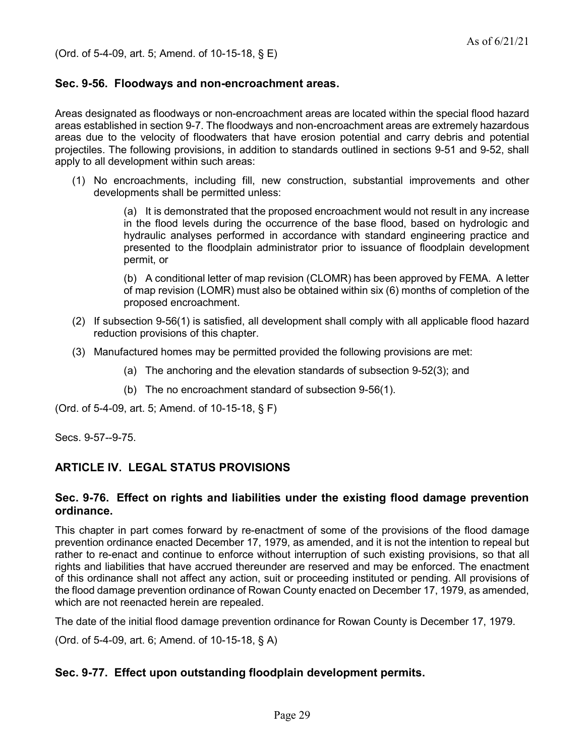(Ord. of 5-4-09, art. 5; Amend. of 10-15-18, § E)

### Sec. 9-56. Floodways and non-encroachment areas.

Areas designated as floodways or non-encroachment areas are located within the special flood hazard areas established in section 9-7. The floodways and non-encroachment areas are extremely hazardous areas due to the velocity of floodwaters that have erosion potential and carry debris and potential projectiles. The following provisions, in addition to standards outlined in sections 9-51 and 9-52, shall apply to all development within such areas:

(1) No encroachments, including fill, new construction, substantial improvements and other developments shall be permitted unless:

> (a) It is demonstrated that the proposed encroachment would not result in any increase in the flood levels during the occurrence of the base flood, based on hydrologic and hydraulic analyses performed in accordance with standard engineering practice and presented to the floodplain administrator prior to issuance of floodplain development permit, or
>
> (b) A conditional letter of map revision (CLOMR) has been approved by FEMA. A letter of map revision (LOMR) must also be obtained within six (6) months of completion of the proposed encroachment.

(2) If subsection 9-56(1) is satisfied, all development shall comply with all applicable flood hazard reduction provisions of this chapter.

(3) Manufactured homes may be permitted provided the following provisions are met:

> (a) The anchoring and the elevation standards of subsection 9-52(3); and
>
> (b) The no encroachment standard of subsection 9-56(1).

(Ord. of 5-4-09, art. 5; Amend. of 10-15-18, § F)

Secs. 9-57--9-75.

## ARTICLE IV. LEGAL STATUS PROVISIONS

### Sec. 9-76. Effect on rights and liabilities under the existing flood damage prevention ordinance.

This chapter in part comes forward by re-enactment of some of the provisions of the flood damage prevention ordinance enacted December 17, 1979, as amended, and it is not the intention to repeal but rather to re-enact and continue to enforce without interruption of such existing provisions, so that all rights and liabilities that have accrued thereunder are reserved and may be enforced. The enactment of this ordinance shall not affect any action, suit or proceeding instituted or pending. All provisions of the flood damage prevention ordinance of Rowan County enacted on December 17, 1979, as amended, which are not reenacted herein are repealed.

The date of the initial flood damage prevention ordinance for Rowan County is December 17, 1979.

(Ord. of 5-4-09, art. 6; Amend. of 10-15-18, § A)

### Sec. 9-77. Effect upon outstanding floodplain development permits.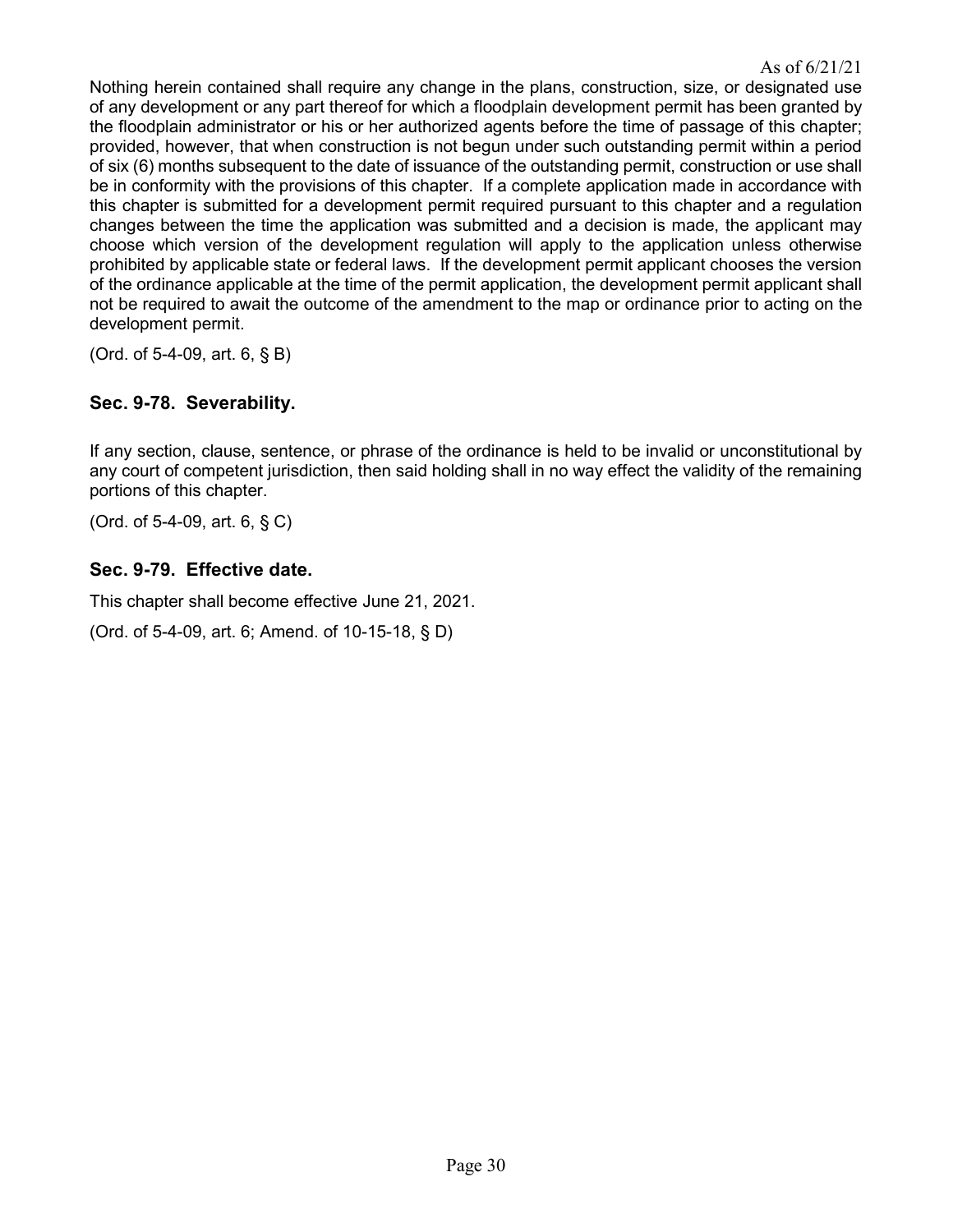Nothing herein contained shall require any change in the plans, construction, size, or designated use of any development or any part thereof for which a floodplain development permit has been granted by the floodplain administrator or his or her authorized agents before the time of passage of this chapter; provided, however, that when construction is not begun under such outstanding permit within a period of six (6) months subsequent to the date of issuance of the outstanding permit, construction or use shall be in conformity with the provisions of this chapter. If a complete application made in accordance with this chapter is submitted for a development permit required pursuant to this chapter and a regulation changes between the time the application was submitted and a decision is made, the applicant may choose which version of the development regulation will apply to the application unless otherwise prohibited by applicable state or federal laws. If the development permit applicant chooses the version of the ordinance applicable at the time of the permit application, the development permit applicant shall not be required to await the outcome of the amendment to the map or ordinance prior to acting on the development permit.

(Ord. of 5-4-09, art. 6, § B)

### Sec. 9-78. Severability.

If any section, clause, sentence, or phrase of the ordinance is held to be invalid or unconstitutional by any court of competent jurisdiction, then said holding shall in no way effect the validity of the remaining portions of this chapter.

(Ord. of 5-4-09, art. 6, § C)

### Sec. 9-79. Effective date.

This chapter shall become effective June 21, 2021.

(Ord. of 5-4-09, art. 6; Amend. of 10-15-18, § D)